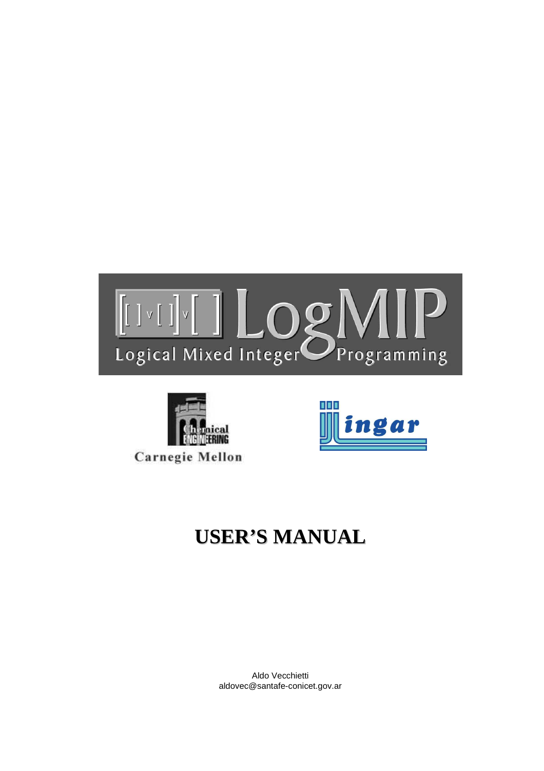LogMIP

Logical Mixed Integer Programming

Chemical ENGINEERING

Carnegie Mellon

ingar

# USER'S MANUAL

Aldo Vecchietti

aldovec@santafe-conicet.gov.ar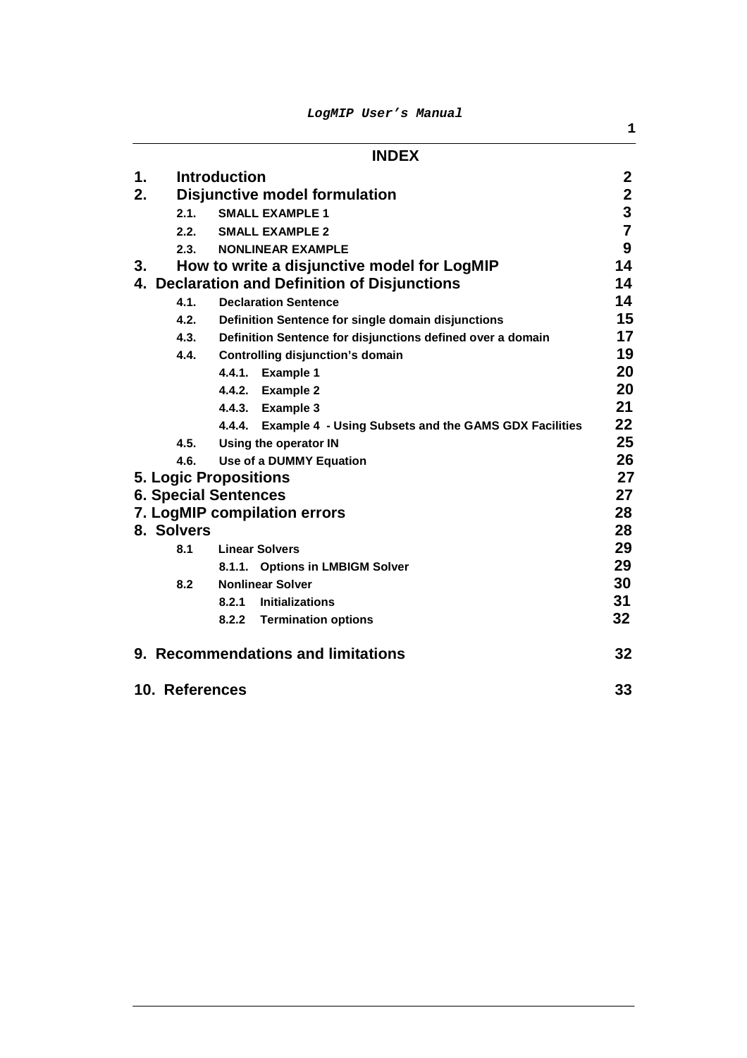# INDEX

| | | |
|---|---|---|
| **1.** | **Introduction** | **2** |
| **2.** | **Disjunctive model formulation** | **2** |
| | **2.1. SMALL EXAMPLE 1** | **3** |
| | **2.2. SMALL EXAMPLE 2** | **7** |
| | **2.3. NONLINEAR EXAMPLE** | **9** |
| **3.** | **How to write a disjunctive model for LogMIP** | **14** |
| **4.** | **Declaration and Definition of Disjunctions** | **14** |
| | **4.1. Declaration Sentence** | **14** |
| | **4.2. Definition Sentence for single domain disjunctions** | **15** |
| | **4.3. Definition Sentence for disjunctions defined over a domain** | **17** |
| | **4.4. Controlling disjunction's domain** | **19** |
| | **4.4.1. Example 1** | **20** |
| | **4.4.2. Example 2** | **20** |
| | **4.4.3. Example 3** | **21** |
| | **4.4.4. Example 4 - Using Subsets and the GAMS GDX Facilities** | **22** |
| | **4.5. Using the operator IN** | **25** |
| | **4.6. Use of a DUMMY Equation** | **26** |
| **5.** | **Logic Propositions** | **27** |
| **6.** | **Special Sentences** | **27** |
| **7.** | **LogMIP compilation errors** | **28** |
| **8.** | **Solvers** | **28** |
| | **8.1 Linear Solvers** | **29** |
| | **8.1.1. Options in LMBIGM Solver** | **29** |
| | **8.2 Nonlinear Solver** | **30** |
| | **8.2.1 Initializations** | **31** |
| | **8.2.2 Termination options** | **32** |
| **9.** | **Recommendations and limitations** | **32** |
| **10.** | **References** | **33** |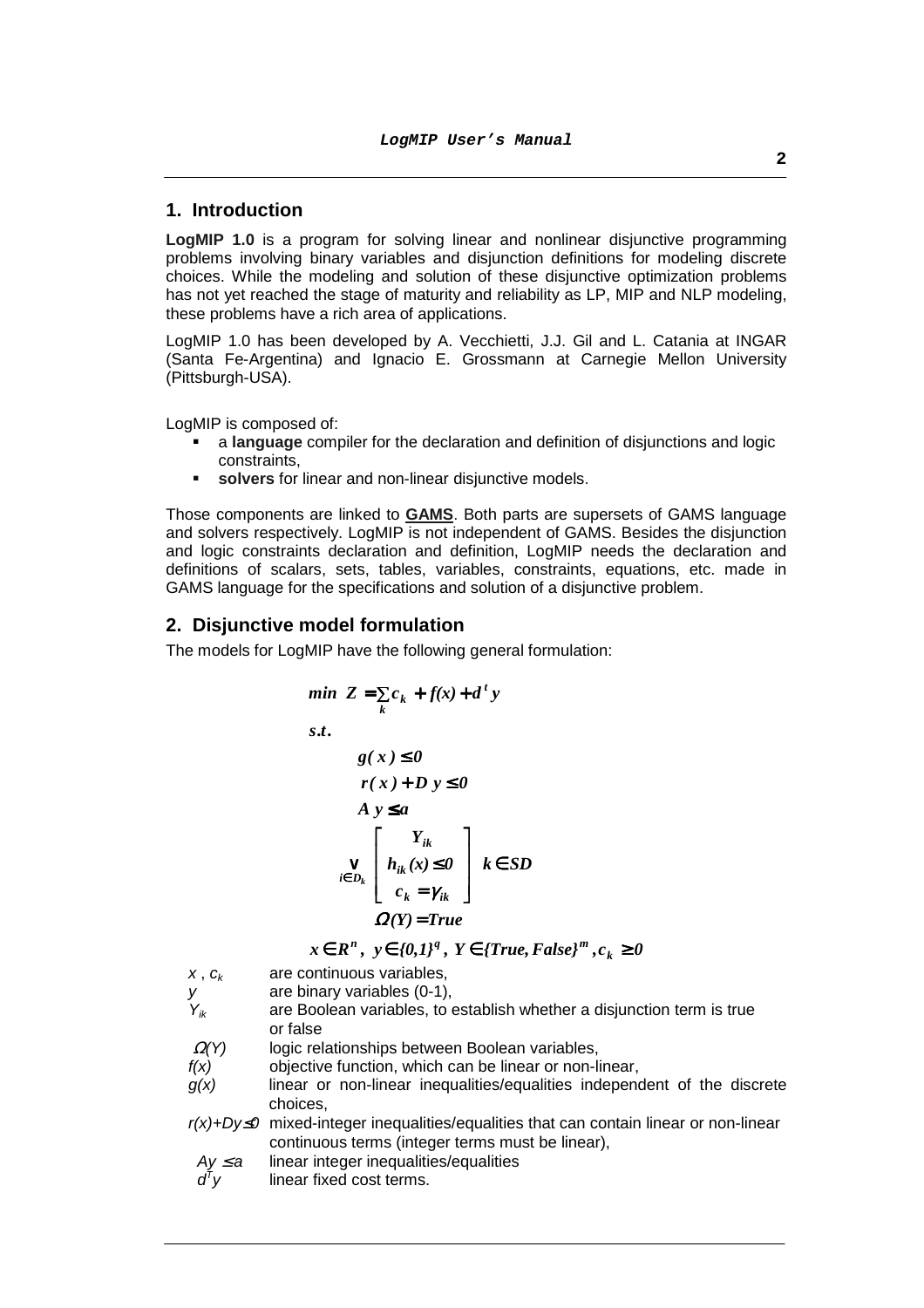## 1. Introduction

**LogMIP 1.0** is a program for solving linear and nonlinear disjunctive programming problems involving binary variables and disjunction definitions for modeling discrete choices. While the modeling and solution of these disjunctive optimization problems has not yet reached the stage of maturity and reliability as LP, MIP and NLP modeling, these problems have a rich area of applications.

LogMIP 1.0 has been developed by A. Vecchietti, J.J. Gil and L. Catania at INGAR (Santa Fe-Argentina) and Ignacio E. Grossmann at Carnegie Mellon University (Pittsburgh-USA).

LogMIP is composed of:

- a **language** compiler for the declaration and definition of disjunctions and logic constraints,
- **solvers** for linear and non-linear disjunctive models.

Those components are linked to **GAMS**. Both parts are supersets of GAMS language and solvers respectively. LogMIP is not independent of GAMS. Besides the disjunction and logic constraints declaration and definition, LogMIP needs the declaration and definitions of scalars, sets, tables, variables, constraints, equations, etc. made in GAMS language for the specifications and solution of a disjunctive problem.

## 2. Disjunctive model formulation

The models for LogMIP have the following general formulation:

$$
\begin{aligned}
& \min\ Z = \sum_k c_k + f(x) + d^t y \\
& s.t. \\
& \quad g(x) \le 0 \\
& \quad r(x) + D\,y \le 0 \\
& \quad A\,y \le a \\
& \quad \bigvee_{i \in D_k} \begin{bmatrix} Y_{ik} \\ h_{ik}(x) \le 0 \\ c_k = \gamma_{ik} \end{bmatrix} \quad k \in SD \\
& \quad \Omega(Y) = True \\
& x \in R^n,\ y \in \{0,1\}^q,\ Y \in \{True, False\}^m, c_k \ge 0
\end{aligned}
$$

| | |
|---|---|
| $x$ , $c_k$ | are continuous variables, |
| $y$ | are binary variables (0-1), |
| $Y_{ik}$ | are Boolean variables, to establish whether a disjunction term is true or false |
| $\Omega(Y)$ | logic relationships between Boolean variables, |
| $f(x)$ | objective function, which can be linear or non-linear, |
| $g(x)$ | linear or non-linear inequalities/equalities independent of the discrete choices, |
| $r(x)+Dy\le 0$ | mixed-integer inequalities/equalities that can contain linear or non-linear continuous terms (integer terms must be linear), |
| $Ay \le a$ | linear integer inequalities/equalities |
| $d^T y$ | linear fixed cost terms. |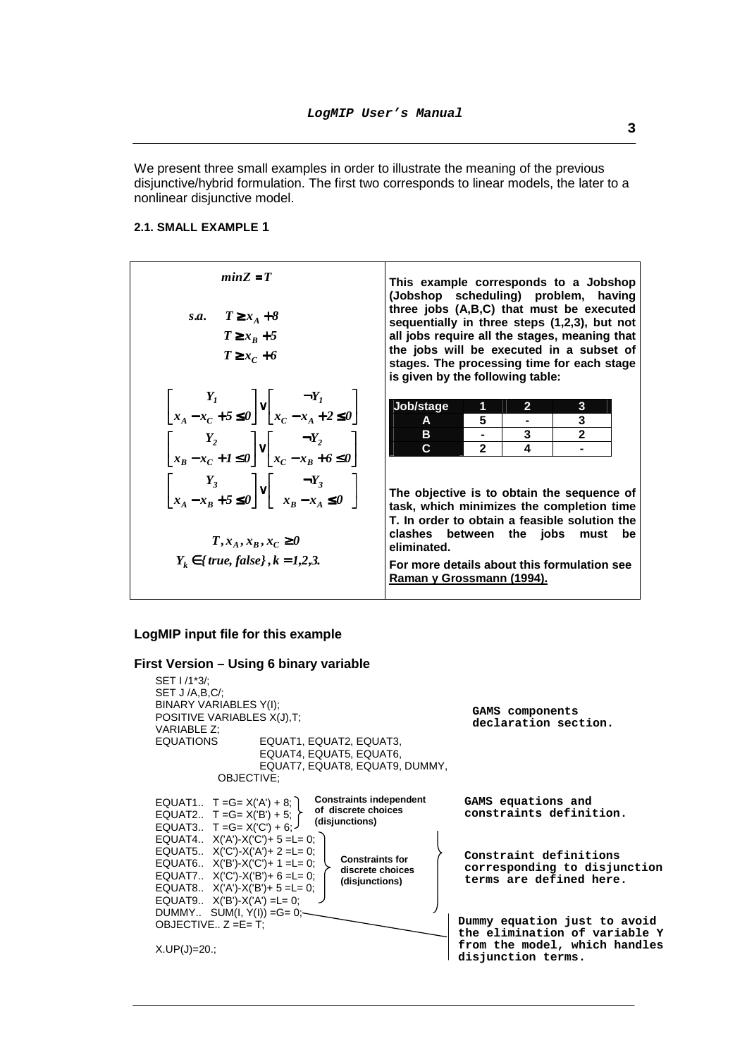We present three small examples in order to illustrate the meaning of the previous disjunctive/hybrid formulation. The first two corresponds to linear models, the later to a nonlinear disjunctive model.

### 2.1. SMALL EXAMPLE 1

$$\min Z = T$$

$$\text{s.a.} \quad T \geq x_A + 8$$
$$T \geq x_B + 5$$
$$T \geq x_C + 6$$

$$\begin{bmatrix} Y_1 \\ x_A - x_C + 5 \leq 0 \end{bmatrix} \vee \begin{bmatrix} \neg Y_1 \\ x_C - x_A + 2 \leq 0 \end{bmatrix}$$

$$\begin{bmatrix} Y_2 \\ x_B - x_C + 1 \leq 0 \end{bmatrix} \vee \begin{bmatrix} \neg Y_2 \\ x_C - x_B + 6 \leq 0 \end{bmatrix}$$

$$\begin{bmatrix} Y_3 \\ x_A - x_B + 5 \leq 0 \end{bmatrix} \vee \begin{bmatrix} \neg Y_3 \\ x_B - x_A \leq 0 \end{bmatrix}$$

$$T, x_A, x_B, x_C \geq 0$$
$$Y_k \in \{true, false\}, k = 1,2,3.$$

**This example corresponds to a Jobshop (Jobshop scheduling) problem, having three jobs (A,B,C) that must be executed sequentially in three steps (1,2,3), but not all jobs require all the stages, meaning that the jobs will be executed in a subset of stages. The processing time for each stage is given by the following table:**

| Job/stage | 1 | 2 | 3 |
|---|---|---|---|
| A | 5 | - | 3 |
| B | - | 3 | 2 |
| C | 2 | 4 | - |

**The objective is to obtain the sequence of task, which minimizes the completion time T. In order to obtain a feasible solution the clashes between the jobs must be eliminated.**

**For more details about this formulation see Raman y Grossmann (1994).**

### LogMIP input file for this example

### First Version – Using 6 binary variable

```
SET I /1*3/;
SET J /A,B,C/;
BINARY VARIABLES Y(I);
POSITIVE VARIABLES X(J),T;
VARIABLE Z;
EQUATIONS        EQUAT1, EQUAT2, EQUAT3,
                 EQUAT4, EQUAT5, EQUAT6,
                 EQUAT7, EQUAT8, EQUAT9, DUMMY,
        OBJECTIVE;

EQUAT1..  T =G= X('A') + 8;
EQUAT2..  T =G= X('B') + 5;
EQUAT3..  T =G= X('C') + 6;
EQUAT4..  X('A')-X('C')+ 5 =L= 0;
EQUAT5..  X('C')-X('A')+ 2 =L= 0;
EQUAT6..  X('B')-X('C')+ 1 =L= 0;
EQUAT7..  X('C')-X('B')+ 6 =L= 0;
EQUAT8..  X('A')-X('B')+ 5 =L= 0;
EQUAT9..  X('B')-X('A') =L= 0;
DUMMY..   SUM(I, Y(I)) =G= 0;
OBJECTIVE.. Z =E= T;

X.UP(J)=20.;
```

Annotations:

- **GAMS components declaration section.** (SET … OBJECTIVE declarations)
- **GAMS equations and constraints definition.**
- **Constraints independent of discrete choices (disjunctions)** (EQUAT1–EQUAT3)
- **Constraints for discrete choices (disjunctions)** (EQUAT4–EQUAT9)
- **Constraint definitions corresponding to disjunction terms are defined here.**
- **Dummy equation just to avoid the elimination of variable Y from the model, which handles disjunction terms.** (DUMMY)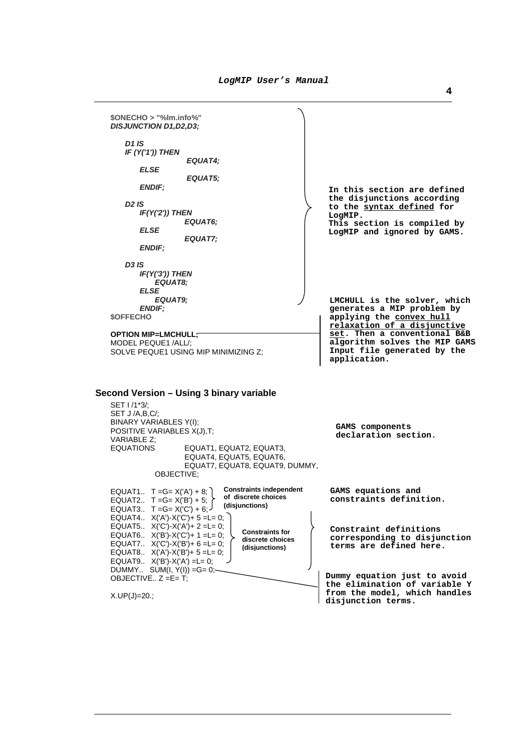```
$ONECHO > "%lm.info%"
DISJUNCTION D1,D2,D3;

    D1 IS
    IF (Y('1')) THEN
                  EQUAT4;
        ELSE
                  EQUAT5;
        ENDIF;

    D2 IS
        IF(Y('2')) THEN
                  EQUAT6;
        ELSE
                  EQUAT7;
        ENDIF;

    D3 IS
        IF(Y('3')) THEN
            EQUAT8;
        ELSE
            EQUAT9;
        ENDIF;
$OFFECHO

OPTION MIP=LMCHULL;
MODEL PEQUE1 /ALL/;
SOLVE PEQUE1 USING MIP MINIMIZING Z;
```

**In this section are defined the disjunctions according to the syntax defined for LogMIP. This section is compiled by LogMIP and ignored by GAMS.**

**LMCHULL is the solver, which generates a MIP problem by applying the convex hull relaxation of a disjunctive set. Then a conventional B&B algorithm solves the MIP GAMS Input file generated by the application.**

## Second Version – Using 3 binary variable

```
SET I /1*3/;
SET J /A,B,C/;
BINARY VARIABLES Y(I);
POSITIVE VARIABLES X(J),T;
VARIABLE Z;
EQUATIONS       EQUAT1, EQUAT2, EQUAT3,
                EQUAT4, EQUAT5, EQUAT6,
                EQUAT7, EQUAT8, EQUAT9, DUMMY,
          OBJECTIVE;
```

**GAMS components declaration section.**

```
EQUAT1..  T =G= X('A') + 8;
EQUAT2..  T =G= X('B') + 5;
EQUAT3..  T =G= X('C') + 6;
EQUAT4..  X('A')-X('C')+ 5 =L= 0;
EQUAT5..  X('C')-X('A')+ 2 =L= 0;
EQUAT6..  X('B')-X('C')+ 1 =L= 0;
EQUAT7..  X('C')-X('B')+ 6 =L= 0;
EQUAT8..  X('A')-X('B')+ 5 =L= 0;
EQUAT9..  X('B')-X('A') =L= 0;
DUMMY..  SUM(I, Y(I)) =G= 0;
OBJECTIVE.. Z =E= T;

X.UP(J)=20.;
```

**Constraints independent of discrete choices (disjunctions)** (EQUAT1–EQUAT3)

**Constraints for discrete choices (disjunctions)** (EQUAT4–EQUAT9)

**GAMS equations and constraints definition.**

**Constraint definitions corresponding to disjunction terms are defined here.**

**Dummy equation just to avoid the elimination of variable Y from the model, which handles disjunction terms.**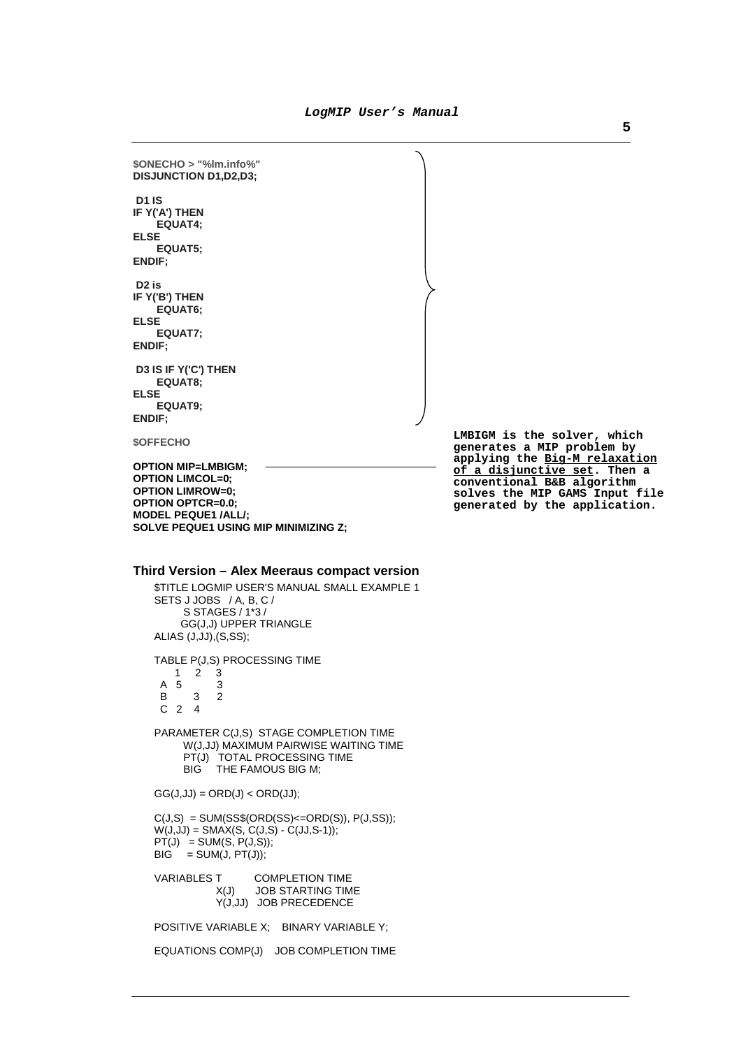```
$ONECHO > "%lm.info%"
DISJUNCTION D1,D2,D3;

 D1 IS
IF Y('A') THEN
    EQUAT4;
ELSE
    EQUAT5;
ENDIF;

 D2 is
IF Y('B') THEN
    EQUAT6;
ELSE
    EQUAT7;
ENDIF;

 D3 IS IF Y('C') THEN
    EQUAT8;
ELSE
    EQUAT9;
ENDIF;

$OFFECHO

OPTION MIP=LMBIGM;
OPTION LIMCOL=0;
OPTION LIMROW=0;
OPTION OPTCR=0.0;
MODEL PEQUE1 /ALL/;
SOLVE PEQUE1 USING MIP MINIMIZING Z;
```

**LMBIGM is the solver, which generates a MIP problem by applying the <u>Big-M relaxation of a disjunctive set</u>. Then a conventional B&B algorithm solves the MIP GAMS Input file generated by the application.**

### Third Version – Alex Meeraus compact version

```
$TITLE LOGMIP USER'S MANUAL SMALL EXAMPLE 1
SETS J JOBS   / A, B, C /
       S STAGES / 1*3 /
      GG(J,J) UPPER TRIANGLE
ALIAS (J,JJ),(S,SS);

TABLE P(J,S) PROCESSING TIME
     1    2    3
 A   5         3
 B        3    2
 C   2    4

PARAMETER C(J,S)  STAGE COMPLETION TIME
       W(J,JJ) MAXIMUM PAIRWISE WAITING TIME
       PT(J)   TOTAL PROCESSING TIME
       BIG     THE FAMOUS BIG M;

GG(J,JJ) = ORD(J) < ORD(JJ);

C(J,S)  = SUM(SS$(ORD(SS)<=ORD(S)), P(J,SS));
W(J,JJ) = SMAX(S, C(J,S) - C(JJ,S-1));
PT(J)   = SUM(S, P(J,S));
BIG     = SUM(J, PT(J));

VARIABLES T          COMPLETION TIME
          X(J)       JOB STARTING TIME
          Y(J,JJ)    JOB PRECEDENCE

POSITIVE VARIABLE X;    BINARY VARIABLE Y;

EQUATIONS COMP(J)    JOB COMPLETION TIME
```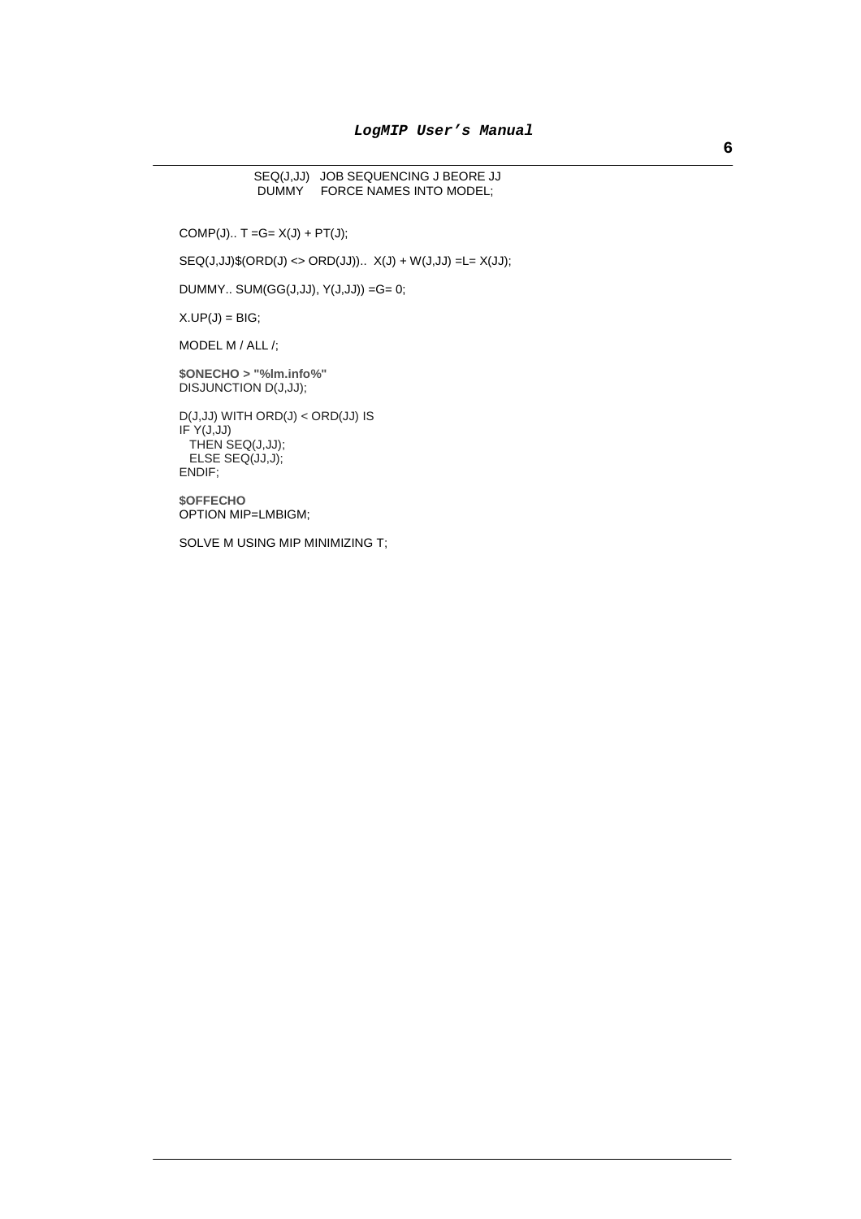```
           SEQ(J,JJ)   JOB SEQUENCING J BEORE JJ
            DUMMY     FORCE NAMES INTO MODEL;

COMP(J).. T =G= X(J) + PT(J);

SEQ(J,JJ)$(ORD(J) <> ORD(JJ)).. X(J) + W(J,JJ) =L= X(JJ);

DUMMY.. SUM(GG(J,JJ), Y(J,JJ)) =G= 0;

X.UP(J) = BIG;

MODEL M / ALL /;

$ONECHO > "%lm.info%"
DISJUNCTION D(J,JJ);

D(J,JJ) WITH ORD(J) < ORD(JJ) IS
IF Y(J,JJ)
  THEN SEQ(J,JJ);
  ELSE SEQ(JJ,J);
ENDIF;

$OFFECHO
OPTION MIP=LMBIGM;

SOLVE M USING MIP MINIMIZING T;
```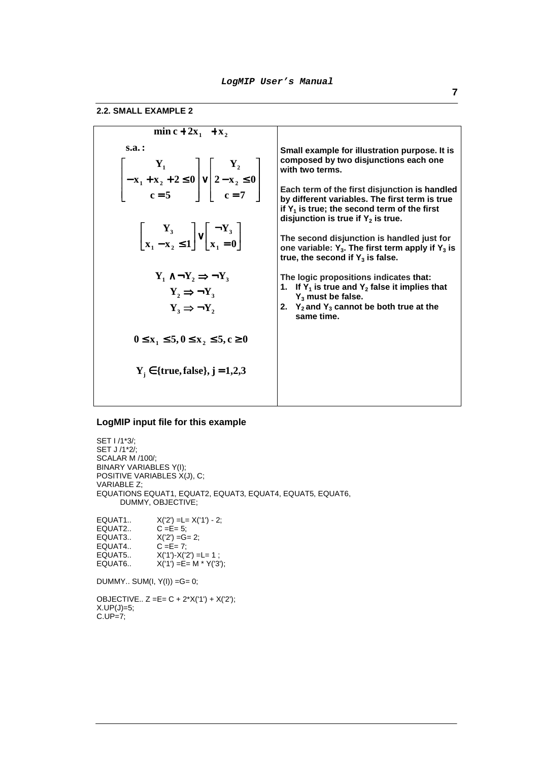### 2.2. SMALL EXAMPLE 2

$$\min c + 2x_1 + x_2$$

s.a.:

$$\begin{bmatrix} Y_1 \\ -x_1 + x_2 + 2 \le 0 \\ c = 5 \end{bmatrix} \vee \begin{bmatrix} Y_2 \\ 2 - x_2 \le 0 \\ c = 7 \end{bmatrix}$$

$$\begin{bmatrix} Y_3 \\ x_1 - x_2 \le 1 \end{bmatrix} \vee \begin{bmatrix} \neg Y_3 \\ x_1 = 0 \end{bmatrix}$$

$$Y_1 \wedge \neg Y_2 \Rightarrow \neg Y_3$$
$$Y_2 \Rightarrow \neg Y_3$$
$$Y_3 \Rightarrow \neg Y_2$$

$$0 \le x_1 \le 5, 0 \le x_2 \le 5, c \ge 0$$

$$Y_j \in \{true, false\}, j = 1,2,3$$

**Small example for illustration purpose. It is composed by two disjunctions each one with two terms.**

**Each term of the first disjunction is handled by different variables. The first term is true if $Y_1$ is true; the second term of the first disjunction is true if $Y_2$ is true.**

**The second disjunction is handled just for one variable: $Y_3$. The first term apply if $Y_3$ is true, the second if $Y_3$ is false.**

**The logic propositions indicates that:**

1. **If $Y_1$ is true and $Y_2$ false it implies that $Y_3$ must be false.**
2. **$Y_2$ and $Y_3$ cannot be both true at the same time.**

### LogMIP input file for this example

```
SET I /1*3/;
SET J /1*2/;
SCALAR M /100/;
BINARY VARIABLES Y(I);
POSITIVE VARIABLES X(J), C;
VARIABLE Z;
EQUATIONS EQUAT1, EQUAT2, EQUAT3, EQUAT4, EQUAT5, EQUAT6,
       DUMMY, OBJECTIVE;

EQUAT1..        X('2') =L= X('1') - 2;
EQUAT2..        C =E= 5;
EQUAT3..        X('2') =G= 2;
EQUAT4..        C =E= 7;
EQUAT5..        X('1')-X('2') =L= 1 ;
EQUAT6..        X('1') =E= M * Y('3');

DUMMY.. SUM(I, Y(I)) =G= 0;

OBJECTIVE.. Z =E= C + 2*X('1') + X('2');
X.UP(J)=5;
C.UP=7;
```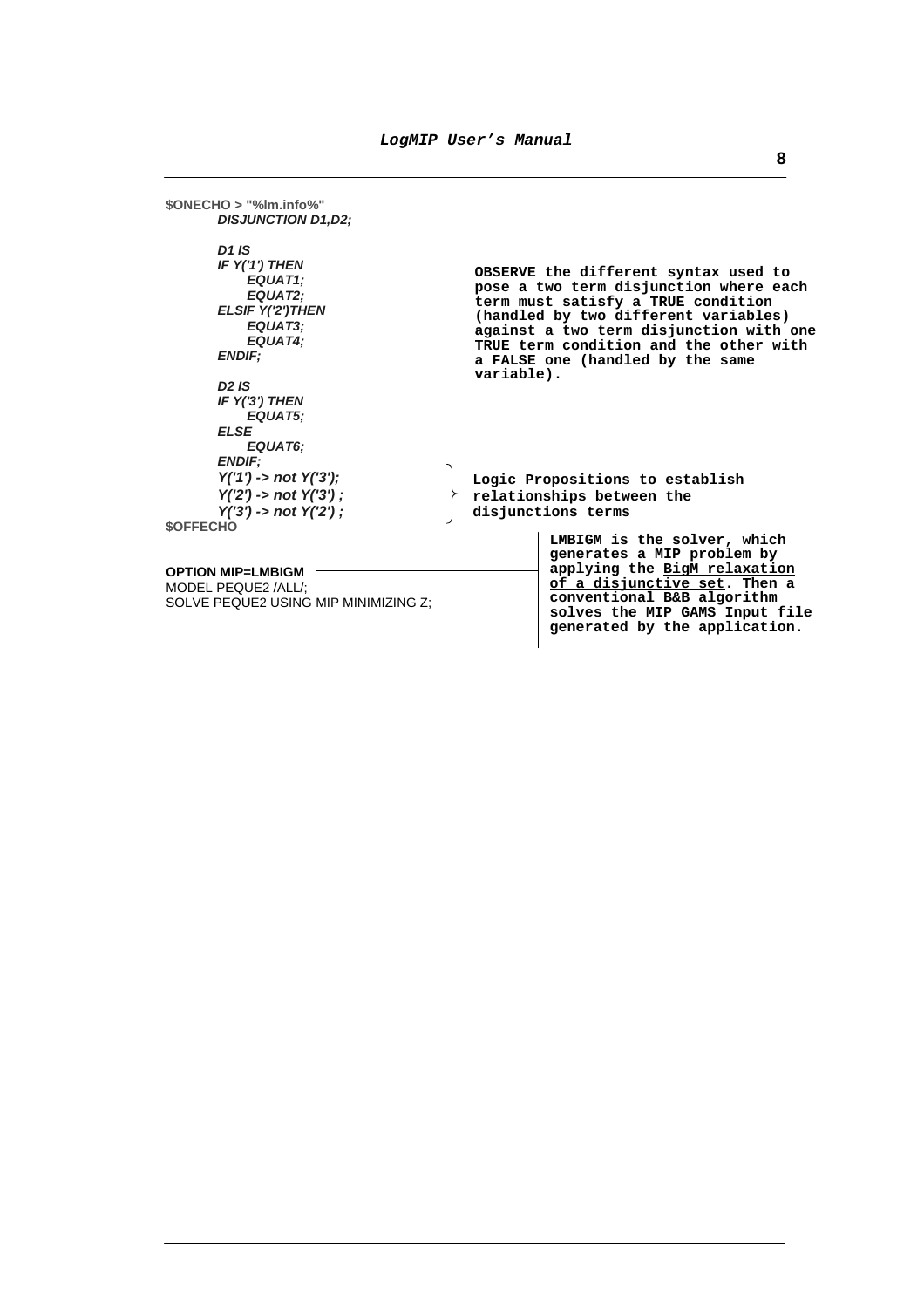```
$ONECHO > "%lm.info%"
      DISJUNCTION D1,D2;

      D1 IS
      IF Y('1') THEN
          EQUAT1;
          EQUAT2;
      ELSIF Y('2')THEN
          EQUAT3;
          EQUAT4;
      ENDIF;

      D2 IS
      IF Y('3') THEN
          EQUAT5;
      ELSE
          EQUAT6;
      ENDIF;
      Y('1') -> not Y('3');
      Y('2') -> not Y('3') ;
      Y('3') -> not Y('2') ;
$OFFECHO

OPTION MIP=LMBIGM
MODEL PEQUE2 /ALL/;
SOLVE PEQUE2 USING MIP MINIMIZING Z;
```

**OBSERVE the different syntax used to pose a two term disjunction where each term must satisfy a TRUE condition (handled by two different variables) against a two term disjunction with one TRUE term condition and the other with a FALSE one (handled by the same variable).**

**Logic Propositions to establish relationships between the disjunctions terms**

**LMBIGM is the solver, which generates a MIP problem by applying the <u>BigM relaxation of a disjunctive set</u>. Then a conventional B&B algorithm solves the MIP GAMS Input file generated by the application.**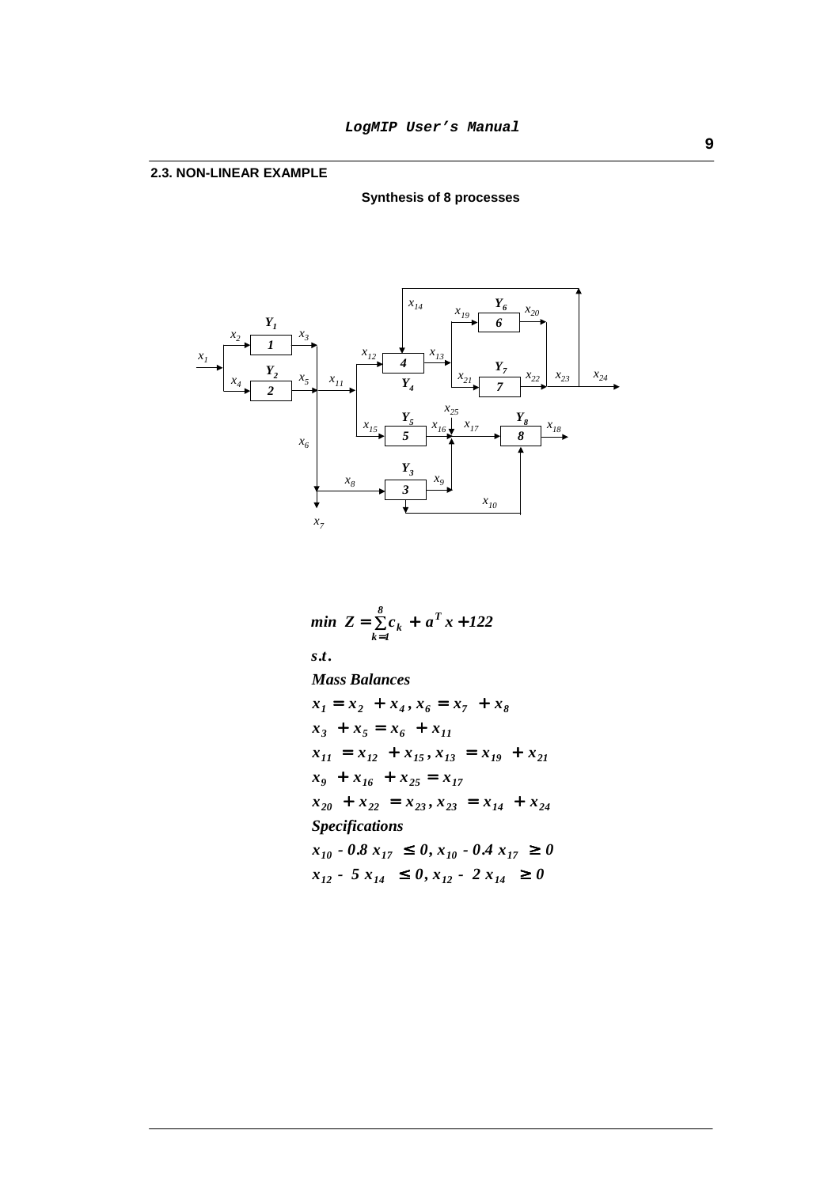## 2.3. NON-LINEAR EXAMPLE

**Synthesis of 8 processes**

$x_{14}$
$Y_6$
$x_{19}$
$x_{20}$
$6$
$Y_1$
$x_2$
$x_3$
$1$
$x_{12}$
$x_{13}$
$x_1$
$4$
$Y_7$
$Y_2$
$x_5$
$x_{11}$
$x_{21}$
$x_{22}$
$x_{23}$
$x_{24}$
$x_4$
$2$
$Y_4$
$7$
$x_{25}$
$Y_5$
$Y_8$
$x_{15}$
$x_{16}$
$x_{17}$
$x_{18}$
$5$
$8$
$x_6$
$Y_3$
$x_8$
$x_9$
$3$
$x_{10}$
$x_7$

$$\min \; Z = \sum_{k=1}^{8} c_k + a^T x + 122$$

*s.t.*

*Mass Balances*

$$x_1 = x_2 + x_4 \,,\; x_6 = x_7 + x_8$$
$$x_3 + x_5 = x_6 + x_{11}$$
$$x_{11} = x_{12} + x_{15} \,,\; x_{13} = x_{19} + x_{21}$$
$$x_9 + x_{16} + x_{25} = x_{17}$$
$$x_{20} + x_{22} = x_{23} \,,\; x_{23} = x_{14} + x_{24}$$

*Specifications*

$$x_{10} - 0.8\, x_{17} \leq 0,\; x_{10} - 0.4\, x_{17} \geq 0$$
$$x_{12} - 5\, x_{14} \leq 0,\; x_{12} - 2\, x_{14} \geq 0$$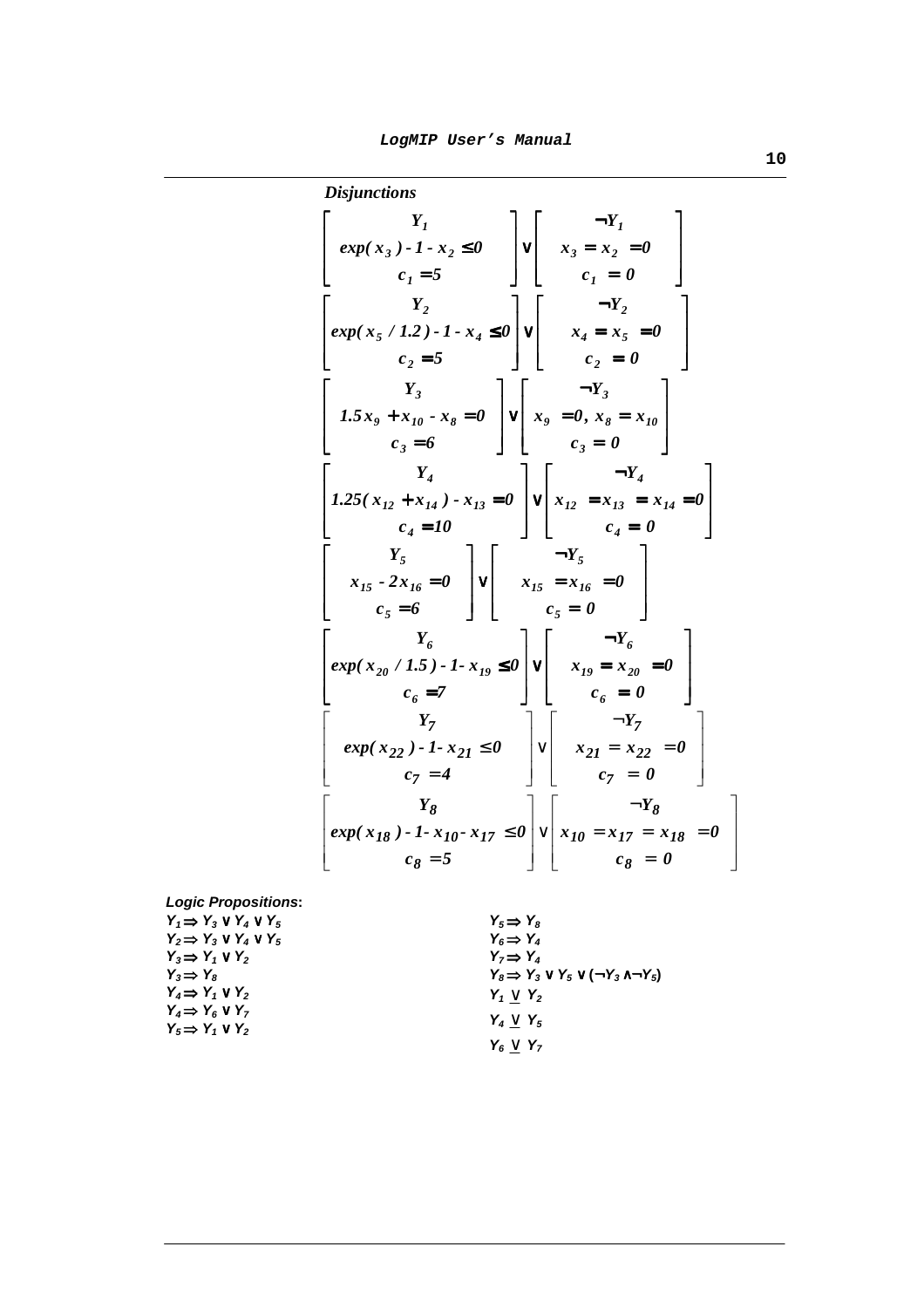*Disjunctions*

$$\begin{bmatrix} Y_1 \\ exp(x_3) - 1 - x_2 \le 0 \\ c_1 = 5 \end{bmatrix} \vee \begin{bmatrix} \neg Y_1 \\ x_3 = x_2 = 0 \\ c_1 = 0 \end{bmatrix}$$

$$\begin{bmatrix} Y_2 \\ exp(x_5 / 1.2) - 1 - x_4 \le 0 \\ c_2 = 5 \end{bmatrix} \vee \begin{bmatrix} \neg Y_2 \\ x_4 = x_5 = 0 \\ c_2 = 0 \end{bmatrix}$$

$$\begin{bmatrix} Y_3 \\ 1.5 x_9 + x_{10} - x_8 = 0 \\ c_3 = 6 \end{bmatrix} \vee \begin{bmatrix} \neg Y_3 \\ x_9 = 0,\ x_8 = x_{10} \\ c_3 = 0 \end{bmatrix}$$

$$\begin{bmatrix} Y_4 \\ 1.25(x_{12} + x_{14}) - x_{13} = 0 \\ c_4 = 10 \end{bmatrix} \vee \begin{bmatrix} \neg Y_4 \\ x_{12} = x_{13} = x_{14} = 0 \\ c_4 = 0 \end{bmatrix}$$

$$\begin{bmatrix} Y_5 \\ x_{15} - 2 x_{16} = 0 \\ c_5 = 6 \end{bmatrix} \vee \begin{bmatrix} \neg Y_5 \\ x_{15} = x_{16} = 0 \\ c_5 = 0 \end{bmatrix}$$

$$\begin{bmatrix} Y_6 \\ exp(x_{20} / 1.5) - 1 - x_{19} \le 0 \\ c_6 = 7 \end{bmatrix} \vee \begin{bmatrix} \neg Y_6 \\ x_{19} = x_{20} = 0 \\ c_6 = 0 \end{bmatrix}$$

$$\begin{bmatrix} Y_7 \\ exp(x_{22}) - 1 - x_{21} \le 0 \\ c_7 = 4 \end{bmatrix} \vee \begin{bmatrix} \neg Y_7 \\ x_{21} = x_{22} = 0 \\ c_7 = 0 \end{bmatrix}$$

$$\begin{bmatrix} Y_8 \\ exp(x_{18}) - 1 - x_{10} - x_{17} \le 0 \\ c_8 = 5 \end{bmatrix} \vee \begin{bmatrix} \neg Y_8 \\ x_{10} = x_{17} = x_{18} = 0 \\ c_8 = 0 \end{bmatrix}$$

***Logic Propositions*:**

$Y_1 \Rightarrow Y_3 \vee Y_4 \vee Y_5$

$Y_2 \Rightarrow Y_3 \vee Y_4 \vee Y_5$

$Y_3 \Rightarrow Y_1 \vee Y_2$

$Y_3 \Rightarrow Y_8$

$Y_4 \Rightarrow Y_1 \vee Y_2$

$Y_4 \Rightarrow Y_6 \vee Y_7$

$Y_5 \Rightarrow Y_1 \vee Y_2$

$Y_5 \Rightarrow Y_8$

$Y_6 \Rightarrow Y_4$

$Y_7 \Rightarrow Y_4$

$Y_8 \Rightarrow Y_3 \vee Y_5 \vee (\neg Y_3 \wedge \neg Y_5)$

$Y_1 \underline{\vee} Y_2$

$Y_4 \underline{\vee} Y_5$

$Y_6 \underline{\vee} Y_7$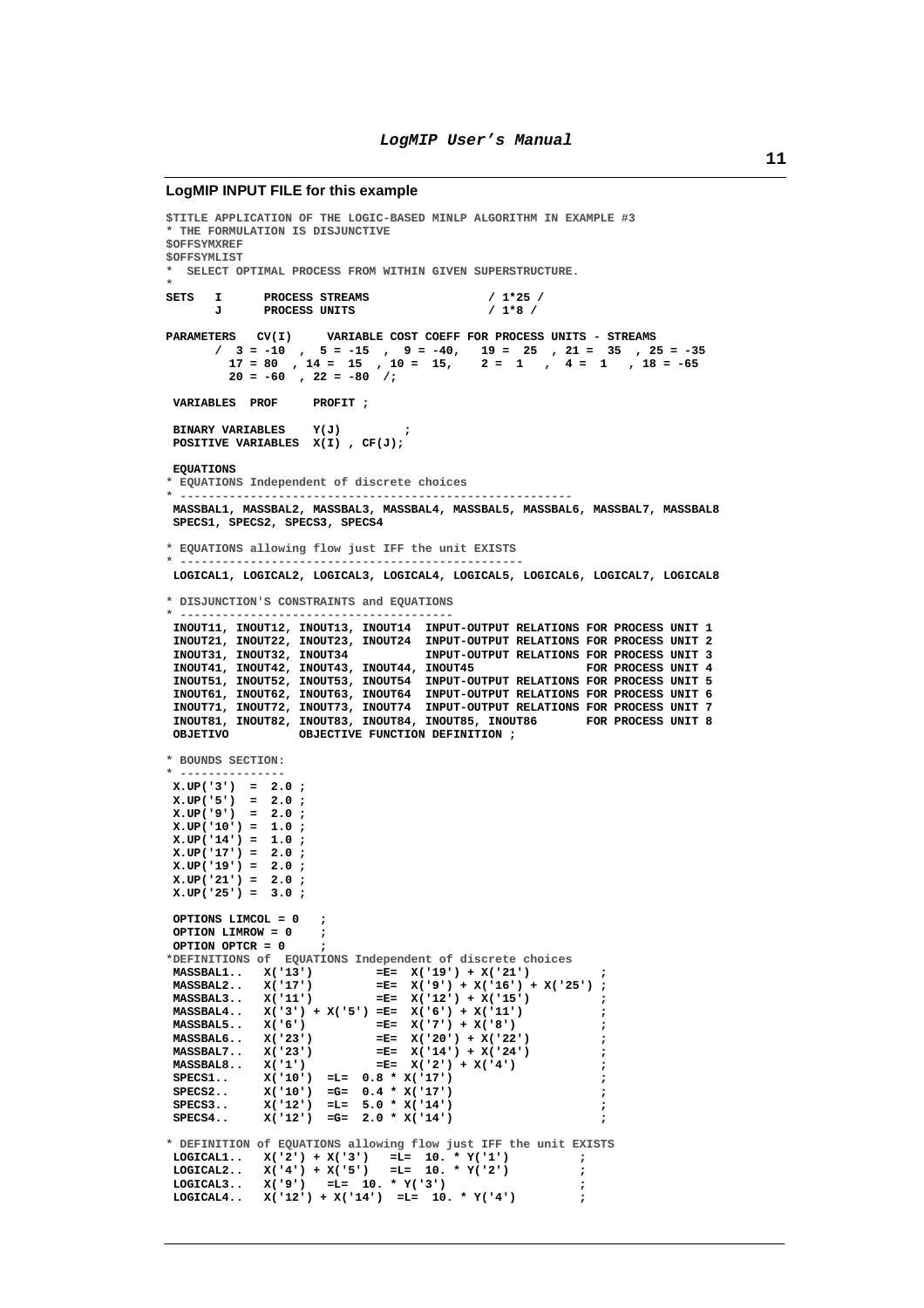**LogMIP INPUT FILE for this example**

```
$TITLE APPLICATION OF THE LOGIC-BASED MINLP ALGORITHM IN EXAMPLE #3
* THE FORMULATION IS DISJUNCTIVE
$OFFSYMXREF
$OFFSYMLIST
*  SELECT OPTIMAL PROCESS FROM WITHIN GIVEN SUPERSTRUCTURE.
*
SETS   I      PROCESS STREAMS                 / 1*25 /
       J      PROCESS UNITS                   / 1*8 /

PARAMETERS   CV(I)     VARIABLE COST COEFF FOR PROCESS UNITS - STREAMS
       /  3 = -10  ,  5 = -15  ,  9 = -40,   19 =  25  , 21 =  35  , 25 = -35
         17 = 80  , 14 =  15  , 10 =  15,    2 =  1   ,  4 =  1   , 18 = -65
         20 = -60  , 22 = -80  /;

 VARIABLES  PROF     PROFIT ;

 BINARY VARIABLES    Y(J)        ;
 POSITIVE VARIABLES  X(I) , CF(J);

 EQUATIONS
* EQUATIONS Independent of discrete choices
* ---------------------------------------------------------
 MASSBAL1, MASSBAL2, MASSBAL3, MASSBAL4, MASSBAL5, MASSBAL6, MASSBAL7, MASSBAL8
 SPECS1, SPECS2, SPECS3, SPECS4

* EQUATIONS allowing flow just IFF the unit EXISTS
* -------------------------------------------------
 LOGICAL1, LOGICAL2, LOGICAL3, LOGICAL4, LOGICAL5, LOGICAL6, LOGICAL7, LOGICAL8

* DISJUNCTION'S CONSTRAINTS and EQUATIONS
* ---------------------------------------
 INOUT11, INOUT12, INOUT13, INOUT14  INPUT-OUTPUT RELATIONS FOR PROCESS UNIT 1
 INOUT21, INOUT22, INOUT23, INOUT24  INPUT-OUTPUT RELATIONS FOR PROCESS UNIT 2
 INOUT31, INOUT32, INOUT34           INPUT-OUTPUT RELATIONS FOR PROCESS UNIT 3
 INOUT41, INOUT42, INOUT43, INOUT44, INOUT45               FOR PROCESS UNIT 4
 INOUT51, INOUT52, INOUT53, INOUT54  INPUT-OUTPUT RELATIONS FOR PROCESS UNIT 5
 INOUT61, INOUT62, INOUT63, INOUT64  INPUT-OUTPUT RELATIONS FOR PROCESS UNIT 6
 INOUT71, INOUT72, INOUT73, INOUT74  INPUT-OUTPUT RELATIONS FOR PROCESS UNIT 7
 INOUT81, INOUT82, INOUT83, INOUT84, INOUT85, INOUT86       FOR PROCESS UNIT 8
 OBJETIVO          OBJECTIVE FUNCTION DEFINITION ;

* BOUNDS SECTION:
* ---------------
 X.UP('3')  =  2.0 ;
 X.UP('5')  =  2.0 ;
 X.UP('9')  =  2.0 ;
 X.UP('10') =  1.0 ;
 X.UP('14') =  1.0 ;
 X.UP('17') =  2.0 ;
 X.UP('19') =  2.0 ;
 X.UP('21') =  2.0 ;
 X.UP('25') =  3.0 ;

 OPTIONS LIMCOL = 0   ;
 OPTION LIMROW = 0    ;
 OPTION OPTCR = 0     ;
*DEFINITIONS of  EQUATIONS Independent of discrete choices
 MASSBAL1..   X('13')         =E=  X('19') + X('21')          ;
 MASSBAL2..   X('17')         =E=  X('9') + X('16') + X('25') ;
 MASSBAL3..   X('11')         =E=  X('12') + X('15')          ;
 MASSBAL4..   X('3') + X('5') =E=  X('6') + X('11')           ;
 MASSBAL5..   X('6')          =E=  X('7') + X('8')            ;
 MASSBAL6..   X('23')         =E=  X('20') + X('22')          ;
 MASSBAL7..   X('23')         =E=  X('14') + X('24')          ;
 MASSBAL8..   X('1')          =E=  X('2') + X('4')            ;
 SPECS1..     X('10')  =L=  0.8 * X('17')                     ;
 SPECS2..     X('10')  =G=  0.4 * X('17')                     ;
 SPECS3..     X('12')  =L=  5.0 * X('14')                     ;
 SPECS4..     X('12')  =G=  2.0 * X('14')                     ;

* DEFINITION of EQUATIONS allowing flow just IFF the unit EXISTS
 LOGICAL1..   X('2') + X('3')   =L=  10. * Y('1')         ;
 LOGICAL2..   X('4') + X('5')   =L=  10. * Y('2')         ;
 LOGICAL3..   X('9')   =L=  10. * Y('3')                  ;
 LOGICAL4..   X('12') + X('14')  =L=  10. * Y('4')        ;
```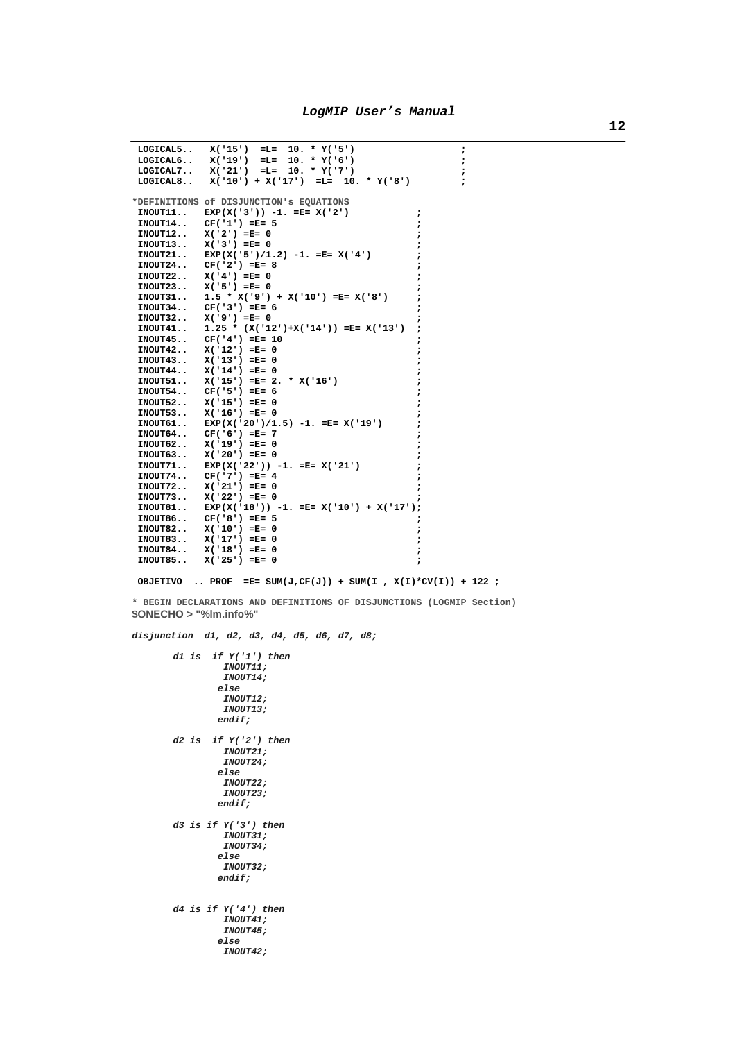```
 LOGICAL5..   X('15')  =L=  10. * Y('5')                  ;
 LOGICAL6..   X('19')  =L=  10. * Y('6')                  ;
 LOGICAL7..   X('21')  =L=  10. * Y('7')                  ;
 LOGICAL8..   X('10') + X('17')  =L=  10. * Y('8')        ;

*DEFINITIONS of DISJUNCTION's EQUATIONS
 INOUT11..   EXP(X('3')) -1. =E= X('2')           ;
 INOUT14..   CF('1') =E= 5                        ;
 INOUT12..   X('2') =E= 0                         ;
 INOUT13..   X('3') =E= 0                         ;
 INOUT21..   EXP(X('5')/1.2) -1. =E= X('4')       ;
 INOUT24..   CF('2') =E= 8                        ;
 INOUT22..   X('4') =E= 0                         ;
 INOUT23..   X('5') =E= 0                         ;
 INOUT31..   1.5 * X('9') + X('10') =E= X('8')    ;
 INOUT34..   CF('3') =E= 6                        ;
 INOUT32..   X('9') =E= 0                         ;
 INOUT41..   1.25 * (X('12')+X('14')) =E= X('13') ;
 INOUT45..   CF('4') =E= 10                       ;
 INOUT42..   X('12') =E= 0                        ;
 INOUT43..   X('13') =E= 0                        ;
 INOUT44..   X('14') =E= 0                        ;
 INOUT51..   X('15') =E= 2. * X('16')             ;
 INOUT54..   CF('5') =E= 6                        ;
 INOUT52..   X('15') =E= 0                        ;
 INOUT53..   X('16') =E= 0                        ;
 INOUT61..   EXP(X('20')/1.5) -1. =E= X('19')     ;
 INOUT64..   CF('6') =E= 7                        ;
 INOUT62..   X('19') =E= 0                        ;
 INOUT63..   X('20') =E= 0                        ;
 INOUT71..   EXP(X('22')) -1. =E= X('21')         ;
 INOUT74..   CF('7') =E= 4                        ;
 INOUT72..   X('21') =E= 0                        ;
 INOUT73..   X('22') =E= 0                        ;
 INOUT81..   EXP(X('18')) -1. =E= X('10') + X('17');
 INOUT86..   CF('8') =E= 5                        ;
 INOUT82..   X('10') =E= 0                        ;
 INOUT83..   X('17') =E= 0                        ;
 INOUT84..   X('18') =E= 0                        ;
 INOUT85..   X('25') =E= 0                        ;

 OBJETIVO  .. PROF  =E= SUM(J,CF(J)) + SUM(I , X(I)*CV(I)) + 122 ;

* BEGIN DECLARATIONS AND DEFINITIONS OF DISJUNCTIONS (LOGMIP Section)
$ONECHO > "%lm.info%"

disjunction  d1, d2, d3, d4, d5, d6, d7, d8;

       d1 is  if Y('1') then
               INOUT11;
               INOUT14;
              else
               INOUT12;
               INOUT13;
              endif;

       d2 is  if Y('2') then
               INOUT21;
               INOUT24;
              else
               INOUT22;
               INOUT23;
              endif;

       d3 is if Y('3') then
               INOUT31;
               INOUT34;
              else
               INOUT32;
              endif;


       d4 is if Y('4') then
               INOUT41;
               INOUT45;
              else
               INOUT42;
```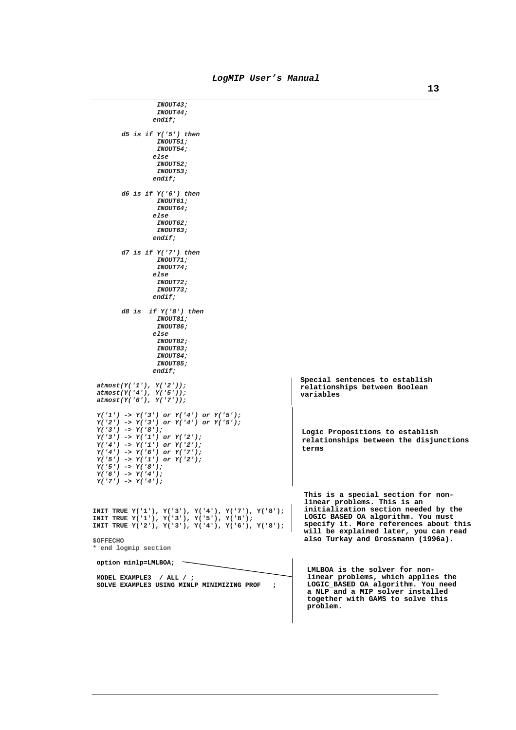```
                INOUT43;
                INOUT44;
              endif;

       d5 is if Y('5') then
                INOUT51;
                INOUT54;
              else
                INOUT52;
                INOUT53;
              endif;

       d6 is if Y('6') then
                INOUT61;
                INOUT64;
              else
                INOUT62;
                INOUT63;
              endif;

       d7 is if Y('7') then
                INOUT71;
                INOUT74;
              else
                INOUT72;
                INOUT73;
              endif;

       d8 is  if Y('8') then
                INOUT81;
                INOUT86;
              else
                INOUT82;
                INOUT83;
                INOUT84;
                INOUT85;
              endif;
```

```
 atmost(Y('1'), Y('2'));
 atmost(Y('4'), Y('5'));
 atmost(Y('6'), Y('7'));
```

Special sentences to establish relationships between Boolean variables

```
 Y('1') -> Y('3') or Y('4') or Y('5');
 Y('2') -> Y('3') or Y('4') or Y('5');
 Y('3') -> Y('8');
 Y('3') -> Y('1') or Y('2');
 Y('4') -> Y('1') or Y('2');
 Y('4') -> Y('6') or Y('7');
 Y('5') -> Y('1') or Y('2');
 Y('5') -> Y('8');
 Y('6') -> Y('4');
 Y('7') -> Y('4');
```

Logic Propositions to establish relationships between the disjunctions terms

```
INIT TRUE Y('1'), Y('3'), Y('4'), Y('7'), Y('8');
INIT TRUE Y('1'), Y('3'), Y('5'), Y('8');
INIT TRUE Y('2'), Y('3'), Y('4'), Y('6'), Y('8');

$OFFECHO
* end logmip section
```

This is a special section for non-linear problems. This is an initialization section needed by the LOGIC BASED OA algorithm. You must specify it. More references about this will be explained later, you can read also Turkay and Grossmann (1996a).

```
 option minlp=LMLBOA;

 MODEL EXAMPLE3  / ALL / ;
 SOLVE EXAMPLE3 USING MINLP MINIMIZING PROF   ;
```

LMLBOA is the solver for non-linear problems, which applies the LOGIC_BASED OA algorithm. You need a NLP and a MIP solver installed together with GAMS to solve this problem.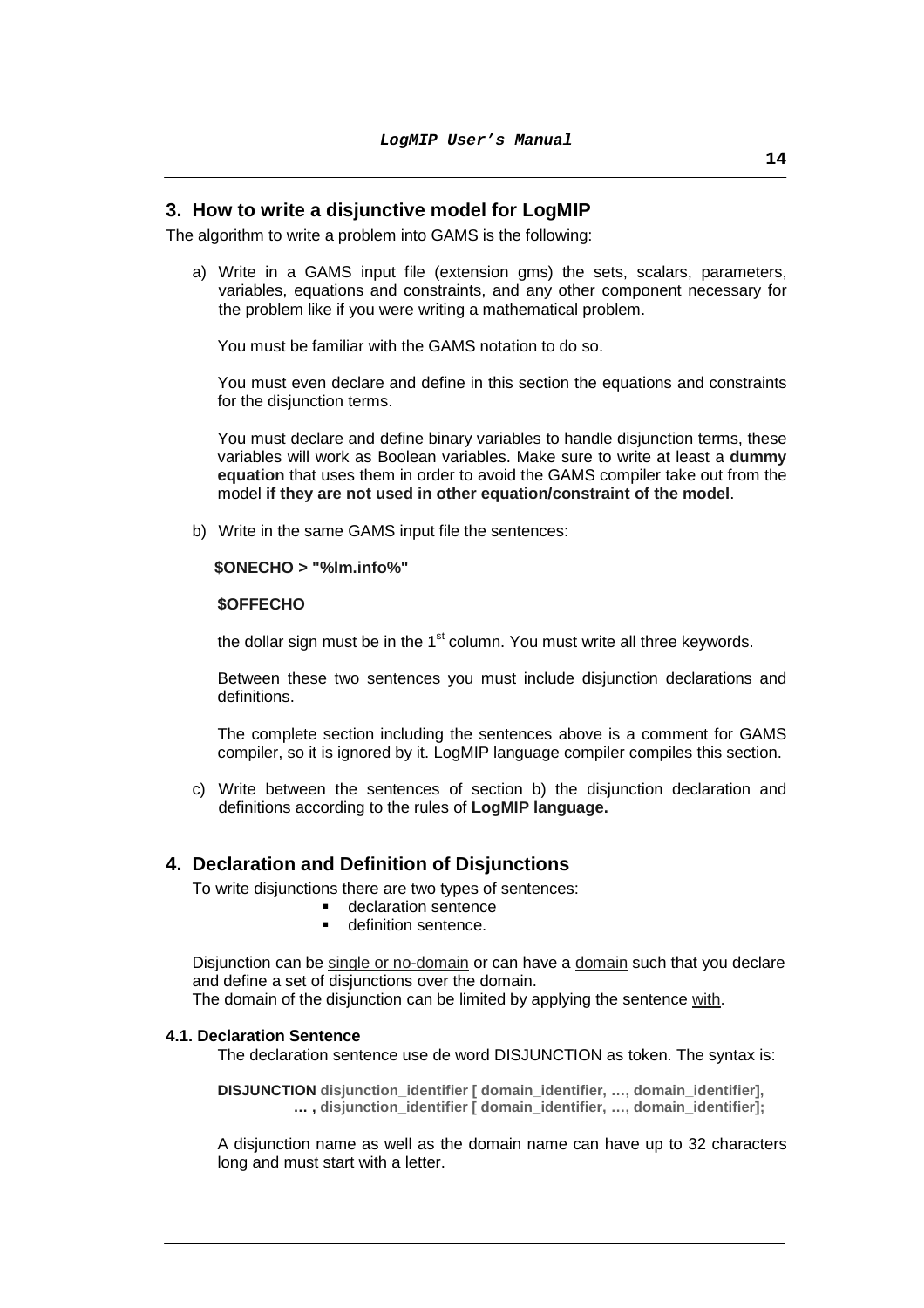## 3. How to write a disjunctive model for LogMIP

The algorithm to write a problem into GAMS is the following:

a) Write in a GAMS input file (extension gms) the sets, scalars, parameters, variables, equations and constraints, and any other component necessary for the problem like if you were writing a mathematical problem.

   You must be familiar with the GAMS notation to do so.

   You must even declare and define in this section the equations and constraints for the disjunction terms.

   You must declare and define binary variables to handle disjunction terms, these variables will work as Boolean variables. Make sure to write at least a **dummy equation** that uses them in order to avoid the GAMS compiler take out from the model **if they are not used in other equation/constraint of the model**.

b) Write in the same GAMS input file the sentences:

   **$ONECHO > "%lm.info%"**

   **$OFFECHO**

   the dollar sign must be in the 1st column. You must write all three keywords.

   Between these two sentences you must include disjunction declarations and definitions.

   The complete section including the sentences above is a comment for GAMS compiler, so it is ignored by it. LogMIP language compiler compiles this section.

c) Write between the sentences of section b) the disjunction declaration and definitions according to the rules of **LogMIP language.**

## 4. Declaration and Definition of Disjunctions

To write disjunctions there are two types of sentences:

- declaration sentence
- definition sentence.

Disjunction can be single or no-domain or can have a domain such that you declare and define a set of disjunctions over the domain.
The domain of the disjunction can be limited by applying the sentence with.

### 4.1. Declaration Sentence

The declaration sentence use de word DISJUNCTION as token. The syntax is:

**DISJUNCTION disjunction_identifier [ domain_identifier, …, domain_identifier],
… , disjunction_identifier [ domain_identifier, …, domain_identifier];**

A disjunction name as well as the domain name can have up to 32 characters long and must start with a letter.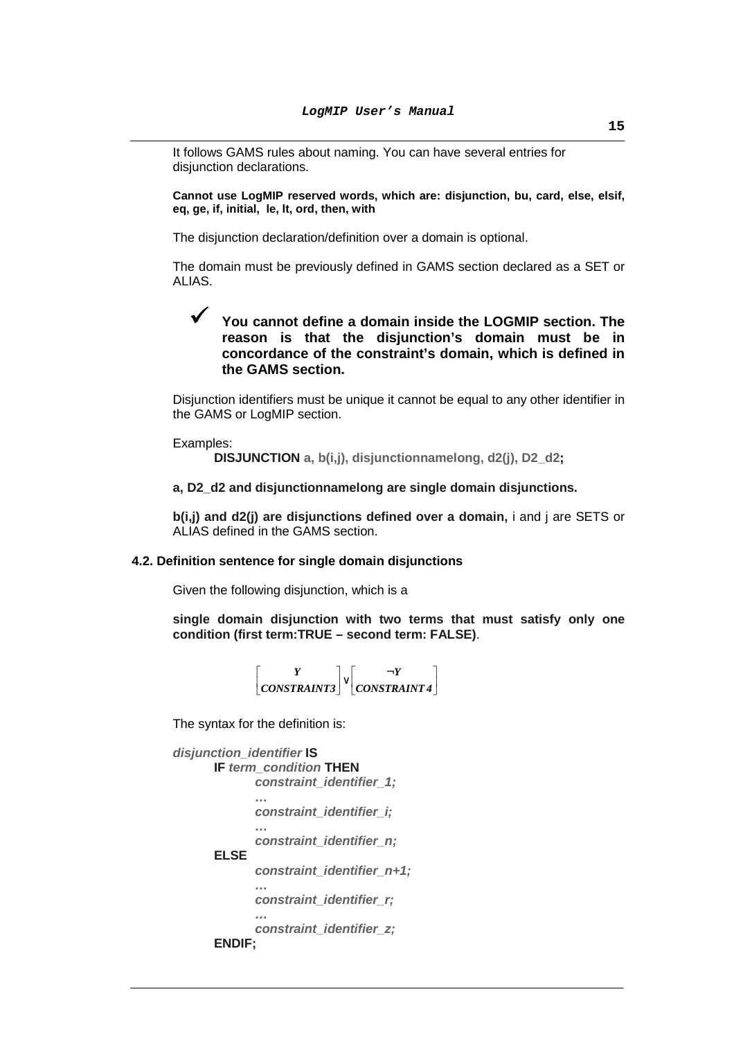It follows GAMS rules about naming. You can have several entries for disjunction declarations.

**Cannot use LogMIP reserved words, which are: disjunction, bu, card, else, elsif, eq, ge, if, initial, le, lt, ord, then, with**

The disjunction declaration/definition over a domain is optional.

The domain must be previously defined in GAMS section declared as a SET or ALIAS.

✓ **You cannot define a domain inside the LOGMIP section. The reason is that the disjunction's domain must be in concordance of the constraint's domain, which is defined in the GAMS section.**

Disjunction identifiers must be unique it cannot be equal to any other identifier in the GAMS or LogMIP section.

Examples:

**DISJUNCTION a, b(i,j), disjunctionnamelong, d2(j), D2_d2;**

**a, D2_d2 and disjunctionnamelong are single domain disjunctions.**

**b(i,j) and d2(j) are disjunctions defined over a domain,** i and j are SETS or ALIAS defined in the GAMS section.

### 4.2. Definition sentence for single domain disjunctions

Given the following disjunction, which is a

**single domain disjunction with two terms that must satisfy only one condition (first term:TRUE – second term: FALSE)**.

$$\begin{bmatrix} Y \\ CONSTRAINT3 \end{bmatrix} \vee \begin{bmatrix} \neg Y \\ CONSTRAINT4 \end{bmatrix}$$

The syntax for the definition is:

```
disjunction_identifier IS
    IF term_condition THEN
        constraint_identifier_1;
        …
        constraint_identifier_i;
        …
        constraint_identifier_n;
    ELSE
        constraint_identifier_n+1;
        …
        constraint_identifier_r;
        …
        constraint_identifier_z;
    ENDIF;
```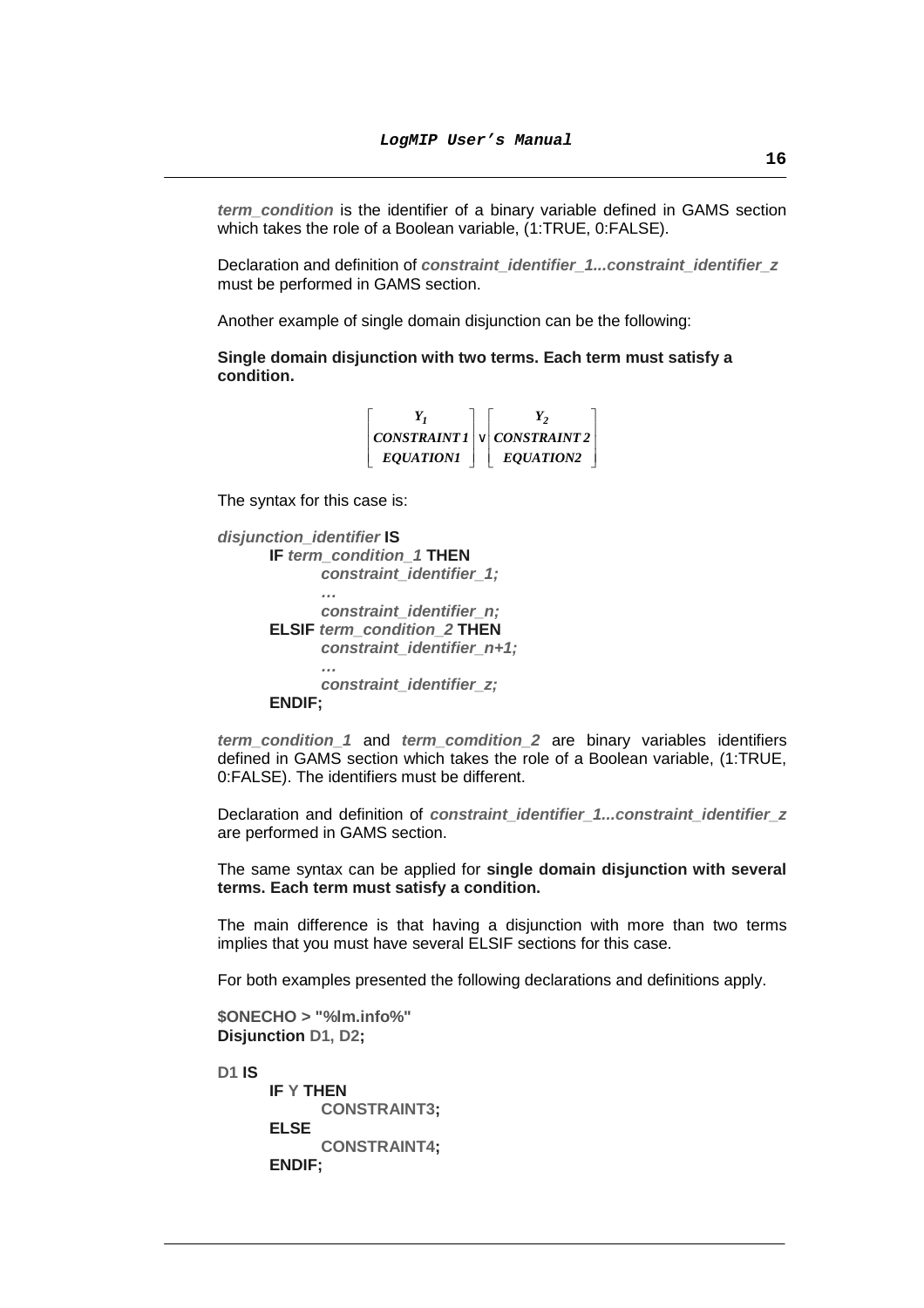***term_condition*** is the identifier of a binary variable defined in GAMS section which takes the role of a Boolean variable, (1:TRUE, 0:FALSE).

Declaration and definition of ***constraint_identifier_1...constraint_identifier_z*** must be performed in GAMS section.

Another example of single domain disjunction can be the following:

**Single domain disjunction with two terms. Each term must satisfy a condition.**

$$\begin{bmatrix} Y_1 \\ CONSTRAINT\,1 \\ EQUATION1 \end{bmatrix} \vee \begin{bmatrix} Y_2 \\ CONSTRAINT\,2 \\ EQUATION2 \end{bmatrix}$$

The syntax for this case is:

```
disjunction_identifier IS
        IF term_condition_1 THEN
                constraint_identifier_1;
                …
                constraint_identifier_n;
        ELSIF term_condition_2 THEN
                constraint_identifier_n+1;
                …
                constraint_identifier_z;
        ENDIF;
```

***term_condition_1*** and ***term_comdition_2*** are binary variables identifiers defined in GAMS section which takes the role of a Boolean variable, (1:TRUE, 0:FALSE). The identifiers must be different.

Declaration and definition of ***constraint_identifier_1...constraint_identifier_z*** are performed in GAMS section.

The same syntax can be applied for **single domain disjunction with several terms. Each term must satisfy a condition.**

The main difference is that having a disjunction with more than two terms implies that you must have several ELSIF sections for this case.

For both examples presented the following declarations and definitions apply.

```
$ONECHO > "%lm.info%"
Disjunction D1, D2;

D1 IS
        IF Y THEN
                CONSTRAINT3;
        ELSE
                CONSTRAINT4;
        ENDIF;
```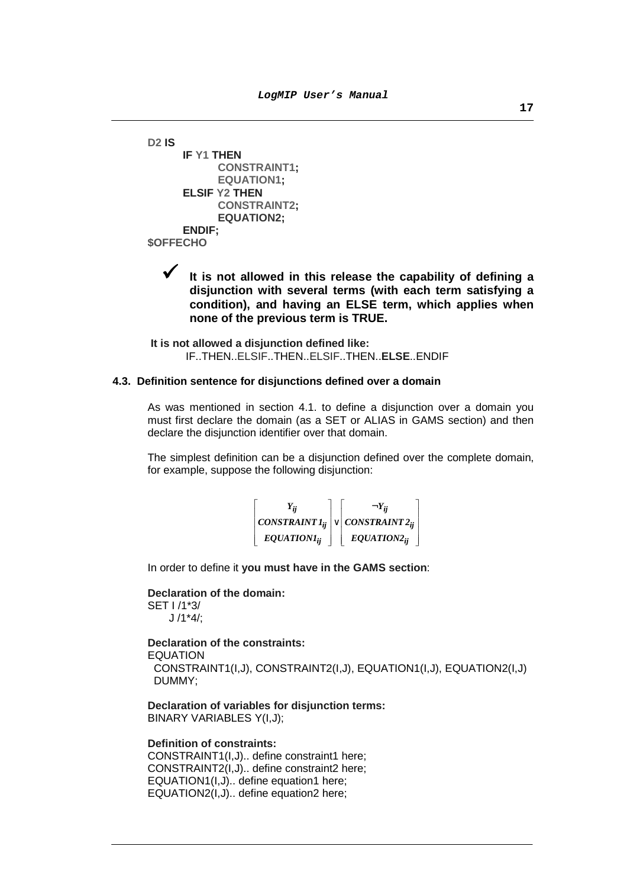```
D2 IS
      IF Y1 THEN
            CONSTRAINT1;
            EQUATION1;
      ELSIF Y2 THEN
            CONSTRAINT2;
            EQUATION2;
      ENDIF;
$OFFECHO
```

✓ **It is not allowed in this release the capability of defining a disjunction with several terms (with each term satisfying a condition), and having an ELSE term, which applies when none of the previous term is TRUE.**

**It is not allowed a disjunction defined like:**

IF..THEN..ELSIF..THEN..ELSIF..THEN..**ELSE**..ENDIF

### 4.3. Definition sentence for disjunctions defined over a domain

As was mentioned in section 4.1. to define a disjunction over a domain you must first declare the domain (as a SET or ALIAS in GAMS section) and then declare the disjunction identifier over that domain.

The simplest definition can be a disjunction defined over the complete domain, for example, suppose the following disjunction:

$$\begin{bmatrix} Y_{ij} \\ CONSTRAINT\,1_{ij} \\ EQUATION1_{ij} \end{bmatrix} \vee \begin{bmatrix} \neg Y_{ij} \\ CONSTRAINT\,2_{ij} \\ EQUATION2_{ij} \end{bmatrix}$$

In order to define it **you must have in the GAMS section**:

**Declaration of the domain:**

```
SET I /1*3/
    J /1*4/;
```

**Declaration of the constraints:**

```
EQUATION
  CONSTRAINT1(I,J), CONSTRAINT2(I,J), EQUATION1(I,J), EQUATION2(I,J)
  DUMMY;
```

**Declaration of variables for disjunction terms:**

```
BINARY VARIABLES Y(I,J);
```

**Definition of constraints:**

```
CONSTRAINT1(I,J).. define constraint1 here;
CONSTRAINT2(I,J).. define constraint2 here;
EQUATION1(I,J).. define equation1 here;
EQUATION2(I,J).. define equation2 here;
```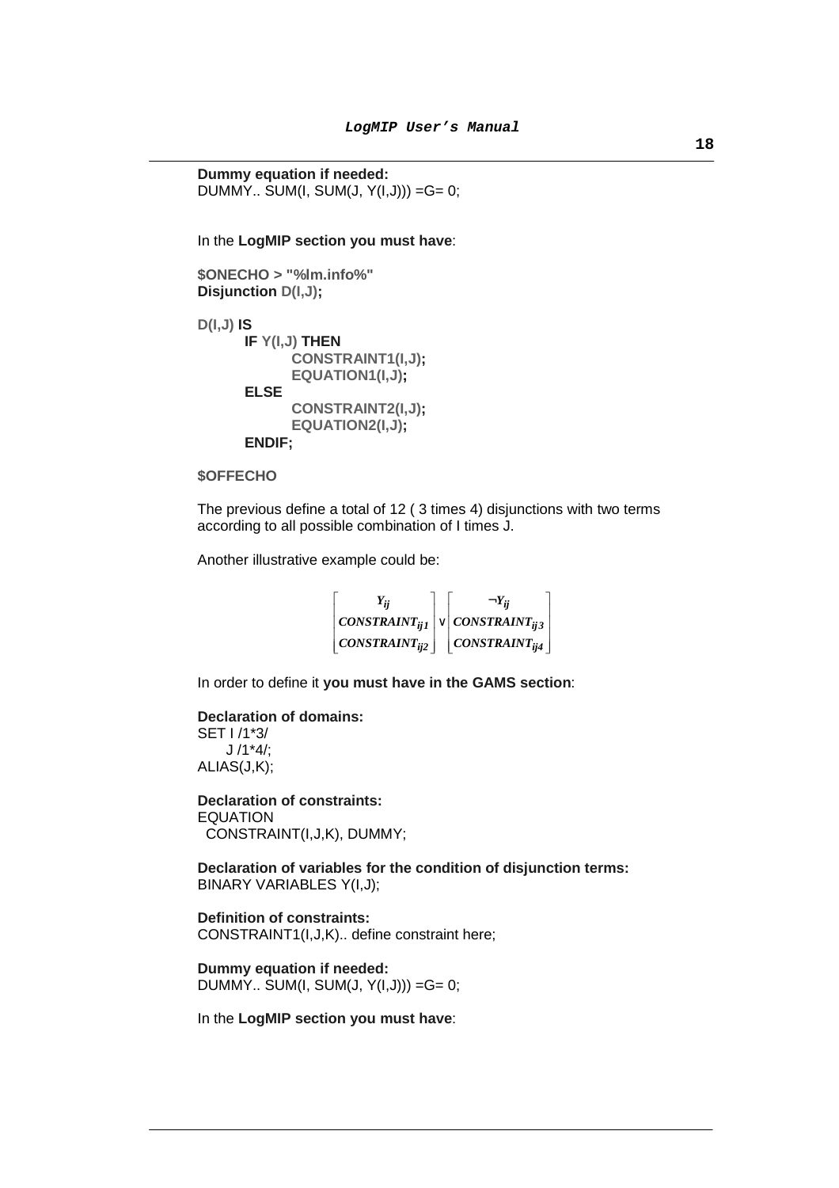**Dummy equation if needed:**
DUMMY.. SUM(I, SUM(J, Y(I,J))) =G= 0;

In the **LogMIP section you must have**:

```
$ONECHO > "%lm.info%"
Disjunction D(I,J);

D(I,J) IS
        IF Y(I,J) THEN
                CONSTRAINT1(I,J);
                EQUATION1(I,J);
        ELSE
                CONSTRAINT2(I,J);
                EQUATION2(I,J);
        ENDIF;

$OFFECHO
```

The previous define a total of 12 ( 3 times 4) disjunctions with two terms according to all possible combination of I times J.

Another illustrative example could be:

$$\begin{bmatrix} Y_{ij} \\ CONSTRAINT_{ij1} \\ CONSTRAINT_{ij2} \end{bmatrix} \vee \begin{bmatrix} \neg Y_{ij} \\ CONSTRAINT_{ij3} \\ CONSTRAINT_{ij4} \end{bmatrix}$$

In order to define it **you must have in the GAMS section**:

**Declaration of domains:**
SET I /1*3/
 J /1*4/;
ALIAS(J,K);

**Declaration of constraints:**
EQUATION
 CONSTRAINT(I,J,K), DUMMY;

**Declaration of variables for the condition of disjunction terms:**
BINARY VARIABLES Y(I,J);

**Definition of constraints:**
CONSTRAINT1(I,J,K).. define constraint here;

**Dummy equation if needed:**
DUMMY.. SUM(I, SUM(J, Y(I,J))) =G= 0;

In the **LogMIP section you must have**: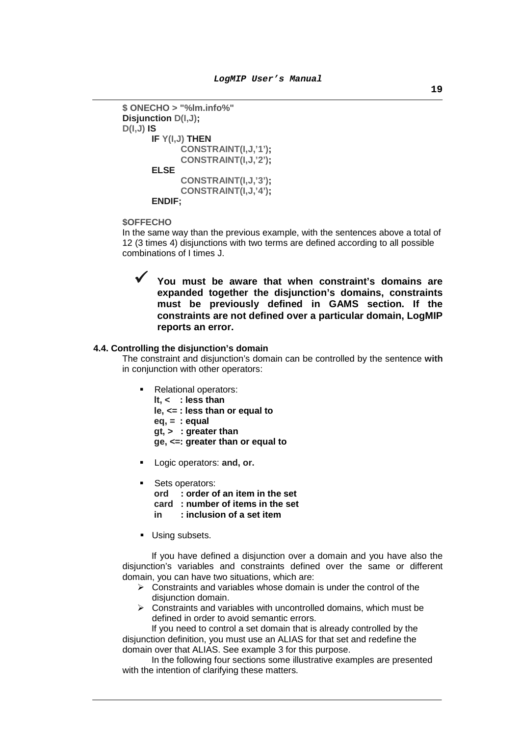```
$ ONECHO > "%lm.info%"
Disjunction D(I,J);
D(I,J) IS
        IF Y(I,J) THEN
                CONSTRAINT(I,J,'1');
                CONSTRAINT(I,J,'2');
        ELSE
                CONSTRAINT(I,J,'3');
                CONSTRAINT(I,J,'4');
        ENDIF;

$OFFECHO
```

In the same way than the previous example, with the sentences above a total of 12 (3 times 4) disjunctions with two terms are defined according to all possible combinations of I times J.

✓ **You must be aware that when constraint's domains are expanded together the disjunction's domains, constraints must be previously defined in GAMS section. If the constraints are not defined over a particular domain, LogMIP reports an error.**

### 4.4. Controlling the disjunction's domain

The constraint and disjunction's domain can be controlled by the sentence **with** in conjunction with other operators:

- Relational operators:
  **lt, < : less than**
  **le, <= : less than or equal to**
  **eq, = : equal**
  **gt, > : greater than**
  **ge, <=: greater than or equal to**
- Logic operators: **and, or.**
- Sets operators:
  **ord : order of an item in the set**
  **card : number of items in the set**
  **in : inclusion of a set item**
- Using subsets.

If you have defined a disjunction over a domain and you have also the disjunction's variables and constraints defined over the same or different domain, you can have two situations, which are:

- Constraints and variables whose domain is under the control of the disjunction domain.
- Constraints and variables with uncontrolled domains, which must be defined in order to avoid semantic errors.

If you need to control a set domain that is already controlled by the disjunction definition, you must use an ALIAS for that set and redefine the domain over that ALIAS. See example 3 for this purpose.

In the following four sections some illustrative examples are presented with the intention of clarifying these matters.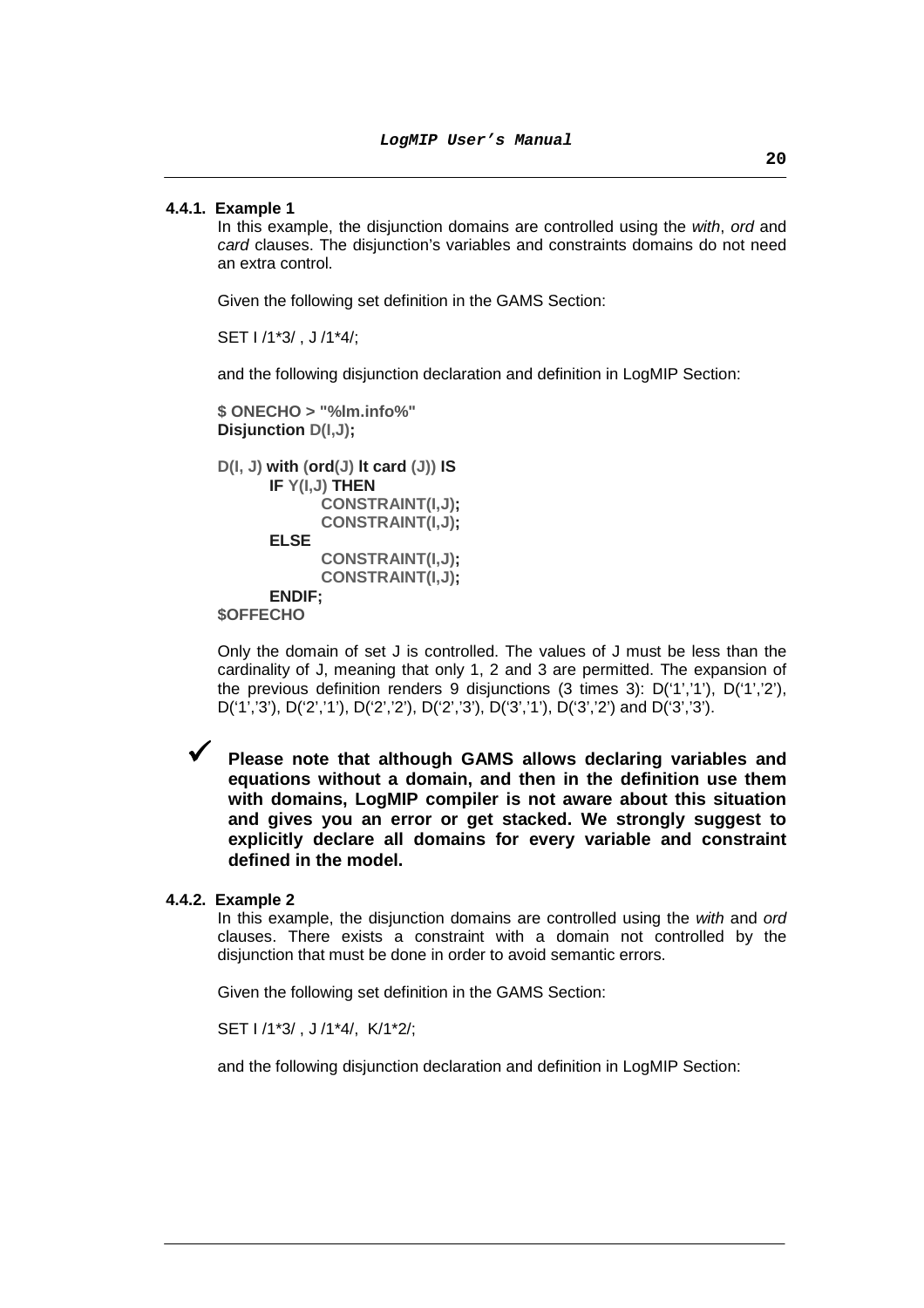### 4.4.1. Example 1

In this example, the disjunction domains are controlled using the *with*, *ord* and *card* clauses. The disjunction's variables and constraints domains do not need an extra control.

Given the following set definition in the GAMS Section:

SET I /1*3/ , J /1*4/;

and the following disjunction declaration and definition in LogMIP Section:

```
$ ONECHO > "%lm.info%"
Disjunction D(I,J);

D(I, J) with (ord(J) lt card (J)) IS
        IF Y(I,J) THEN
                CONSTRAINT(I,J);
                CONSTRAINT(I,J);
        ELSE
                CONSTRAINT(I,J);
                CONSTRAINT(I,J);
        ENDIF;
$OFFECHO
```

Only the domain of set J is controlled. The values of J must be less than the cardinality of J, meaning that only 1, 2 and 3 are permitted. The expansion of the previous definition renders 9 disjunctions (3 times 3): D('1','1'), D('1','2'), D('1','3'), D('2','1'), D('2','2'), D('2','3'), D('3','1'), D('3','2') and D('3','3').

✓ **Please note that although GAMS allows declaring variables and equations without a domain, and then in the definition use them with domains, LogMIP compiler is not aware about this situation and gives you an error or get stacked. We strongly suggest to explicitly declare all domains for every variable and constraint defined in the model.**

### 4.4.2. Example 2

In this example, the disjunction domains are controlled using the *with* and *ord* clauses. There exists a constraint with a domain not controlled by the disjunction that must be done in order to avoid semantic errors.

Given the following set definition in the GAMS Section:

SET I /1*3/ , J /1*4/, K/1*2/;

and the following disjunction declaration and definition in LogMIP Section: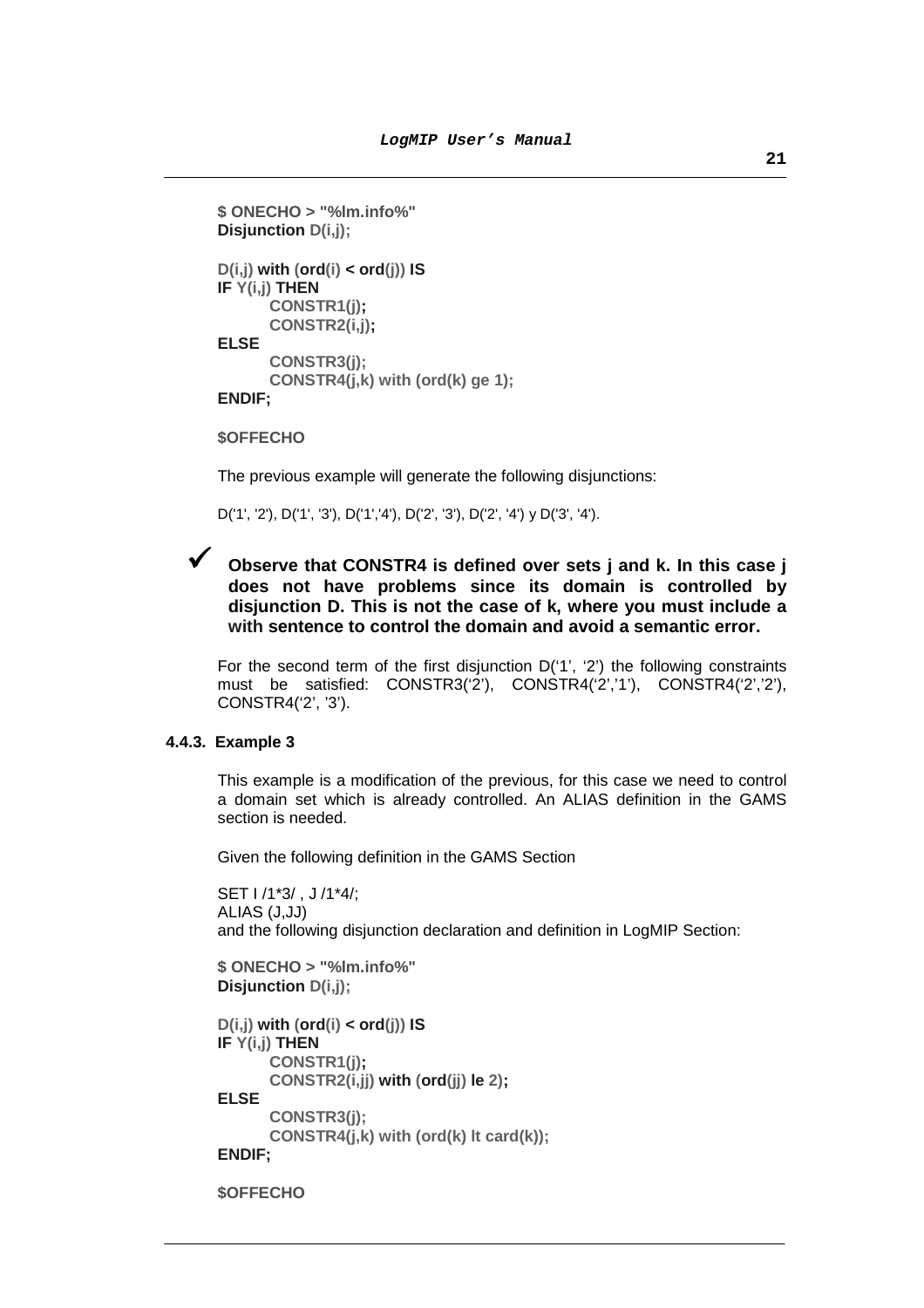```
$ ONECHO > "%lm.info%"
Disjunction D(i,j);

D(i,j) with (ord(i) < ord(j)) IS
IF Y(i,j) THEN
        CONSTR1(j);
        CONSTR2(i,j);
ELSE
        CONSTR3(j);
        CONSTR4(j,k) with (ord(k) ge 1);
ENDIF;

$OFFECHO
```

The previous example will generate the following disjunctions:

D('1', '2'), D('1', '3'), D('1','4'), D('2', '3'), D('2', '4') y D('3', '4').

✓ **Observe that CONSTR4 is defined over sets j and k. In this case j does not have problems since its domain is controlled by disjunction D. This is not the case of k, where you must include a with sentence to control the domain and avoid a semantic error.**

For the second term of the first disjunction D('1', '2') the following constraints must be satisfied: CONSTR3('2'), CONSTR4('2','1'), CONSTR4('2','2'), CONSTR4('2', '3').

### 4.4.3. Example 3

This example is a modification of the previous, for this case we need to control a domain set which is already controlled. An ALIAS definition in the GAMS section is needed.

Given the following definition in the GAMS Section

```
SET I /1*3/ , J /1*4/;
ALIAS (J,JJ)
```

and the following disjunction declaration and definition in LogMIP Section:

```
$ ONECHO > "%lm.info%"
Disjunction D(i,j);

D(i,j) with (ord(i) < ord(j)) IS
IF Y(i,j) THEN
        CONSTR1(j);
        CONSTR2(i,jj) with (ord(jj) le 2);
ELSE
        CONSTR3(j);
        CONSTR4(j,k) with (ord(k) lt card(k));
ENDIF;

$OFFECHO
```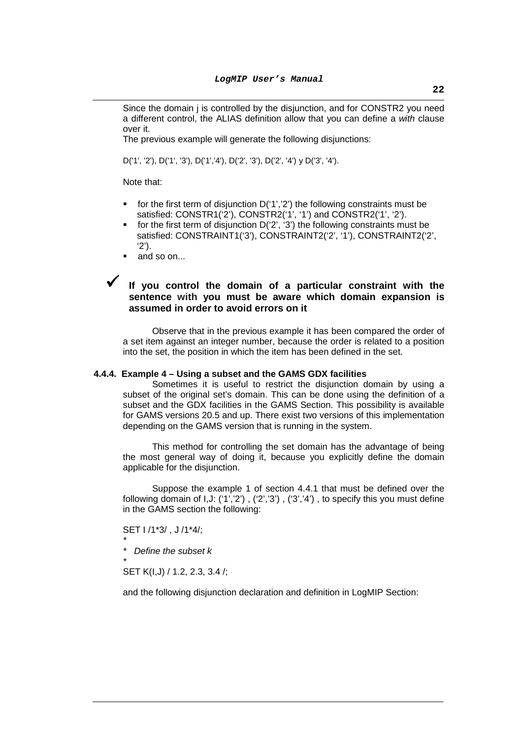Since the domain j is controlled by the disjunction, and for CONSTR2 you need a different control, the ALIAS definition allow that you can define a *with* clause over it.

The previous example will generate the following disjunctions:

D('1', '2'), D('1', '3'), D('1','4'), D('2', '3'), D('2', '4') y D('3', '4').

Note that:

- for the first term of disjunction D('1','2') the following constraints must be satisfied: CONSTR1('2'), CONSTR2('1', '1') and CONSTR2('1', '2').
- for the first term of disjunction D('2', '3') the following constraints must be satisfied: CONSTRAINT1('3'), CONSTRAINT2('2', '1'), CONSTRAINT2('2', '2').
- and so on...

✓ **If you control the domain of a particular constraint with the sentence with you must be aware which domain expansion is assumed in order to avoid errors on it**

Observe that in the previous example it has been compared the order of a set item against an integer number, because the order is related to a position into the set, the position in which the item has been defined in the set.

#### 4.4.4. Example 4 – Using a subset and the GAMS GDX facilities

Sometimes it is useful to restrict the disjunction domain by using a subset of the original set's domain. This can be done using the definition of a subset and the GDX facilities in the GAMS Section. This possibility is available for GAMS versions 20.5 and up. There exist two versions of this implementation depending on the GAMS version that is running in the system.

This method for controlling the set domain has the advantage of being the most general way of doing it, because you explicitly define the domain applicable for the disjunction.

Suppose the example 1 of section 4.4.1 that must be defined over the following domain of I,J: ('1','2') , ('2','3') , ('3','4') , to specify this you must define in the GAMS section the following:

```
SET I /1*3/ , J /1*4/;
*
*  Define the subset k
*
SET K(I,J) / 1.2, 2.3, 3.4 /;
```

and the following disjunction declaration and definition in LogMIP Section: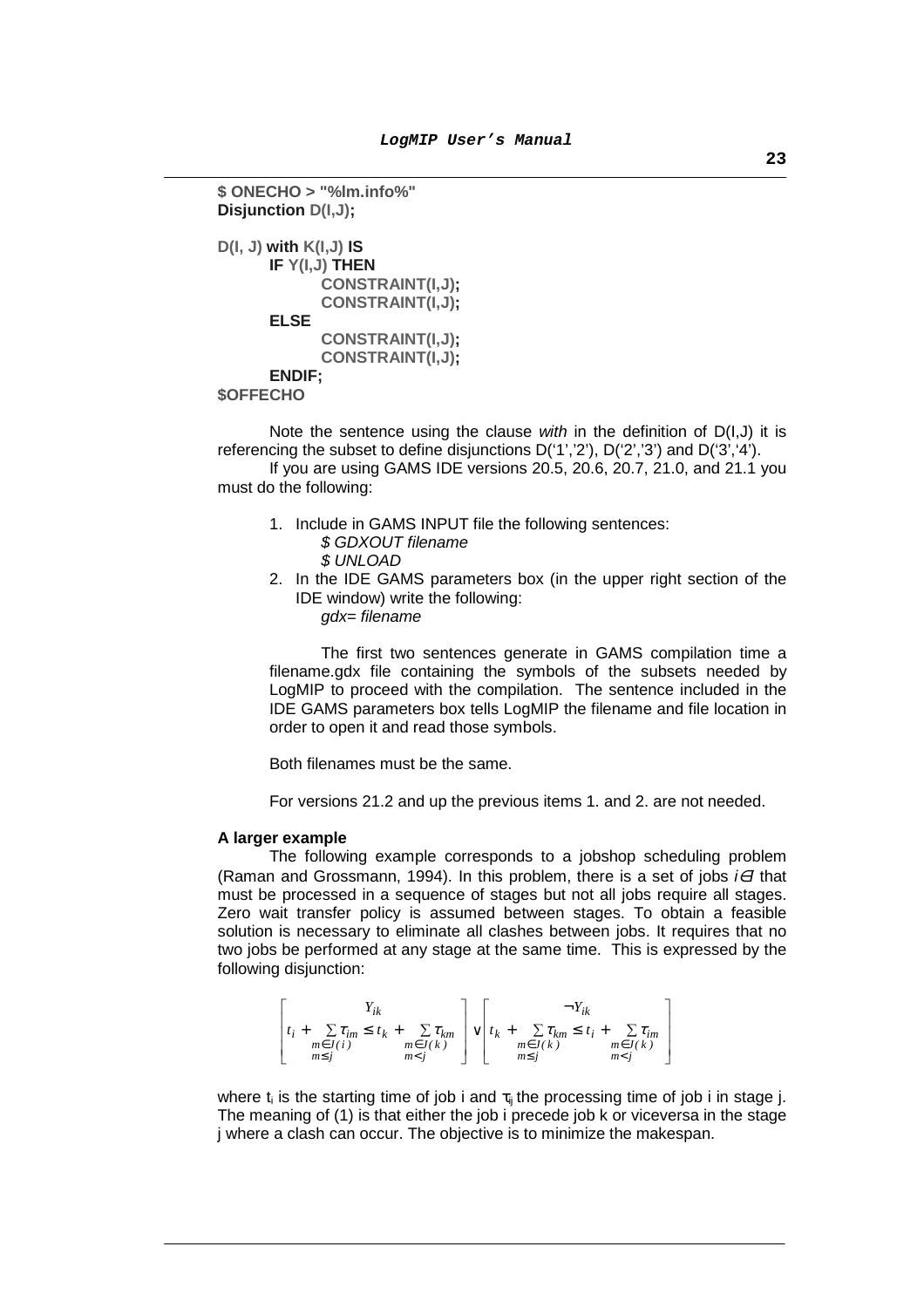```
$ ONECHO > "%lm.info%"
Disjunction D(I,J);

D(I, J) with K(I,J) IS
      IF Y(I,J) THEN
            CONSTRAINT(I,J);
            CONSTRAINT(I,J);
      ELSE
            CONSTRAINT(I,J);
            CONSTRAINT(I,J);
      ENDIF;
$OFFECHO
```

Note the sentence using the clause *with* in the definition of D(I,J) it is referencing the subset to define disjunctions D('1','2'), D('2','3') and D('3','4').

If you are using GAMS IDE versions 20.5, 20.6, 20.7, 21.0, and 21.1 you must do the following:

1. Include in GAMS INPUT file the following sentences:
   *$ GDXOUT filename*
   *$ UNLOAD*
2. In the IDE GAMS parameters box (in the upper right section of the IDE window) write the following:
   *gdx= filename*

   The first two sentences generate in GAMS compilation time a filename.gdx file containing the symbols of the subsets needed by LogMIP to proceed with the compilation. The sentence included in the IDE GAMS parameters box tells LogMIP the filename and file location in order to open it and read those symbols.

   Both filenames must be the same.

   For versions 21.2 and up the previous items 1. and 2. are not needed.

**A larger example**

The following example corresponds to a jobshop scheduling problem (Raman and Grossmann, 1994). In this problem, there is a set of jobs $i \in I$ that must be processed in a sequence of stages but not all jobs require all stages. Zero wait transfer policy is assumed between stages. To obtain a feasible solution is necessary to eliminate all clashes between jobs. It requires that no two jobs be performed at any stage at the same time. This is expressed by the following disjunction:

$$\begin{bmatrix} Y_{ik} \\ t_i + \sum_{\substack{m \in J(i) \\ m \le j}} \tau_{im} \le t_k + \sum_{\substack{m \in J(k) \\ m < j}} \tau_{km} \end{bmatrix} \vee \begin{bmatrix} \neg Y_{ik} \\ t_k + \sum_{\substack{m \in J(k) \\ m \le j}} \tau_{km} \le t_i + \sum_{\substack{m \in J(k) \\ m < j}} \tau_{im} \end{bmatrix}$$

where $t_i$ is the starting time of job i and $\tau_{ij}$ the processing time of job i in stage j. The meaning of (1) is that either the job i precede job k or viceversa in the stage j where a clash can occur. The objective is to minimize the makespan.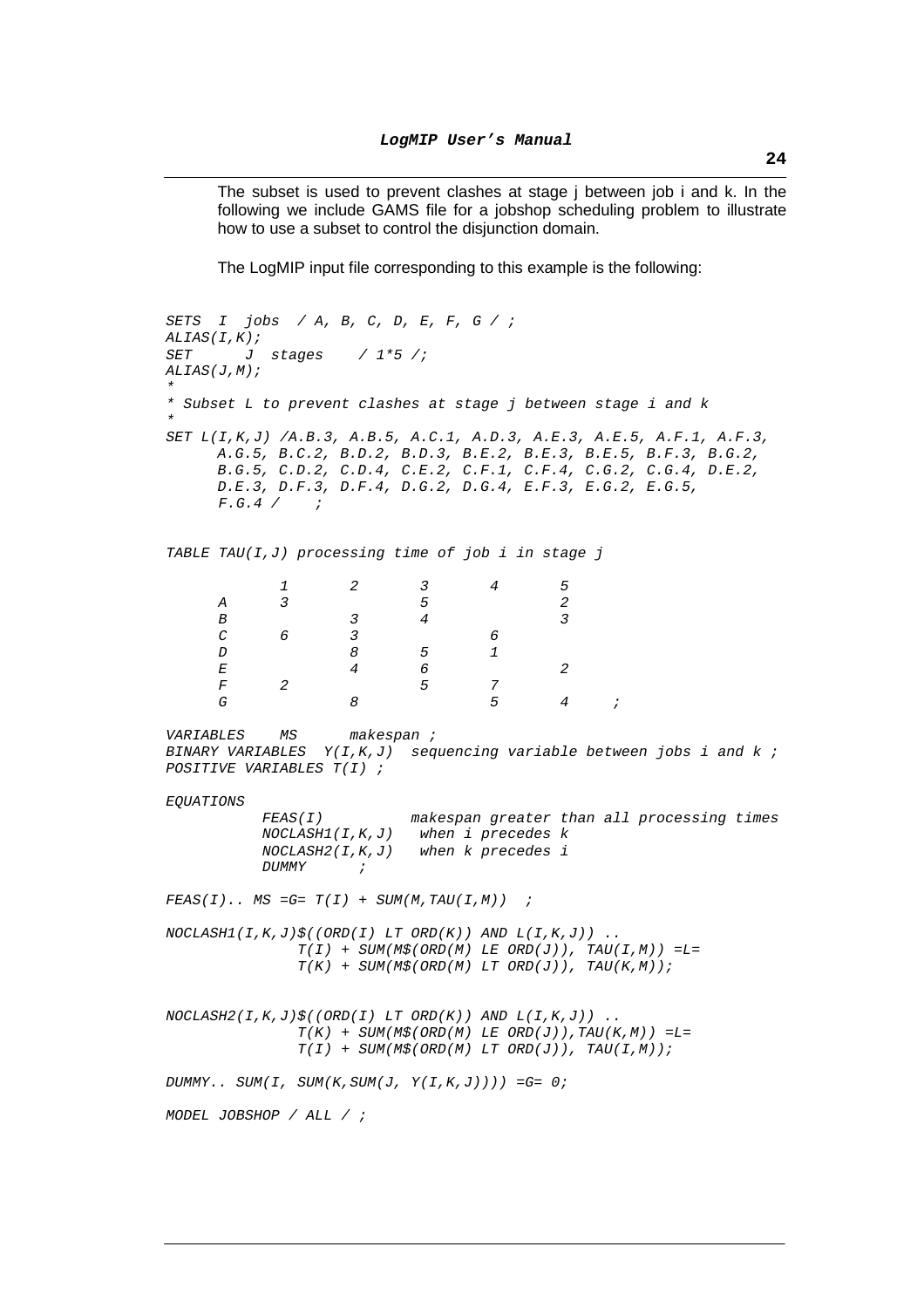The subset is used to prevent clashes at stage j between job i and k. In the following we include GAMS file for a jobshop scheduling problem to illustrate how to use a subset to control the disjunction domain.

The LogMIP input file corresponding to this example is the following:

```
SETS  I  jobs  / A, B, C, D, E, F, G / ;
ALIAS(I,K);
SET      J  stages    / 1*5 /;
ALIAS(J,M);
*
* Subset L to prevent clashes at stage j between stage i and k
*
SET L(I,K,J) /A.B.3, A.B.5, A.C.1, A.D.3, A.E.3, A.E.5, A.F.1, A.F.3,
      A.G.5, B.C.2, B.D.2, B.D.3, B.E.2, B.E.3, B.E.5, B.F.3, B.G.2,
      B.G.5, C.D.2, C.D.4, C.E.2, C.F.1, C.F.4, C.G.2, C.G.4, D.E.2,
      D.E.3, D.F.3, D.F.4, D.G.2, D.G.4, E.F.3, E.G.2, E.G.5,
      F.G.4 /    ;


TABLE TAU(I,J) processing time of job i in stage j

            1       2       3       4       5
     A      3               5               2
     B              3       4               3
     C      6       3               6
     D              8       5       1
     E              4       6               2
     F      2               5       7
     G              8               5       4     ;

VARIABLES    MS      makespan ;
BINARY VARIABLES  Y(I,K,J)  sequencing variable between jobs i and k ;
POSITIVE VARIABLES T(I) ;

EQUATIONS
          FEAS(I)          makespan greater than all processing times
          NOCLASH1(I,K,J)   when i precedes k
          NOCLASH2(I,K,J)   when k precedes i
          DUMMY      ;

FEAS(I).. MS =G= T(I) + SUM(M,TAU(I,M))  ;

NOCLASH1(I,K,J)$((ORD(I) LT ORD(K)) AND L(I,K,J)) ..
               T(I) + SUM(M$(ORD(M) LE ORD(J)), TAU(I,M)) =L=
               T(K) + SUM(M$(ORD(M) LT ORD(J)), TAU(K,M));


NOCLASH2(I,K,J)$((ORD(I) LT ORD(K)) AND L(I,K,J)) ..
               T(K) + SUM(M$(ORD(M) LE ORD(J)),TAU(K,M)) =L=
               T(I) + SUM(M$(ORD(M) LT ORD(J)), TAU(I,M));

DUMMY.. SUM(I, SUM(K,SUM(J, Y(I,K,J)))) =G= 0;

MODEL JOBSHOP / ALL / ;
```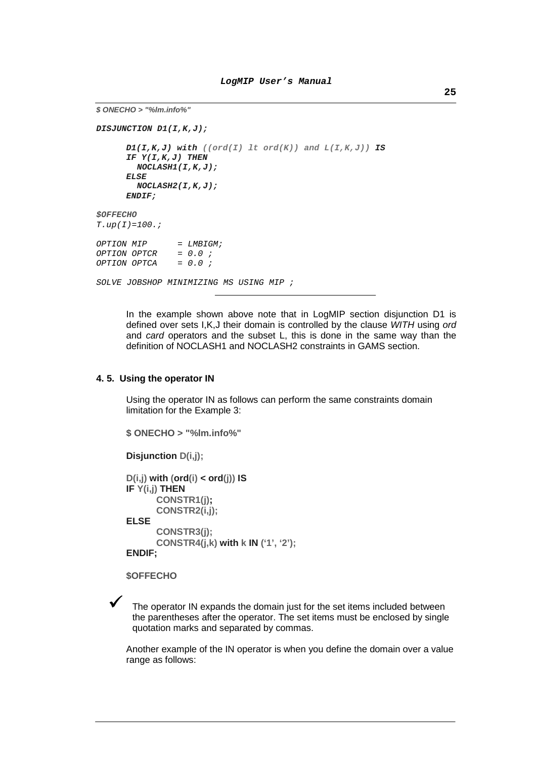```
$ ONECHO > "%lm.info%"

DISJUNCTION D1(I,K,J);

      D1(I,K,J) with ((ord(I) lt ord(K)) and L(I,K,J)) IS
      IF Y(I,K,J) THEN
        NOCLASH1(I,K,J);
      ELSE
        NOCLASH2(I,K,J);
      ENDIF;

$OFFECHO
T.up(I)=100.;

OPTION MIP      = LMBIGM;
OPTION OPTCR    = 0.0 ;
OPTION OPTCA    = 0.0 ;

SOLVE JOBSHOP MINIMIZING MS USING MIP ;
```

In the example shown above note that in LogMIP section disjunction D1 is defined over sets I,K,J their domain is controlled by the clause *WITH* using *ord* and *card* operators and the subset L, this is done in the same way than the definition of NOCLASH1 and NOCLASH2 constraints in GAMS section.

### 4. 5. Using the operator IN

Using the operator IN as follows can perform the same constraints domain limitation for the Example 3:

```
$ ONECHO > "%lm.info%"

Disjunction D(i,j);

D(i,j) with (ord(i) < ord(j)) IS
IF Y(i,j) THEN
        CONSTR1(j);
        CONSTR2(i,j);
ELSE
        CONSTR3(j);
        CONSTR4(j,k) with k IN ('1', '2');
ENDIF;

$OFFECHO
```

✓ The operator IN expands the domain just for the set items included between the parentheses after the operator. The set items must be enclosed by single quotation marks and separated by commas.

Another example of the IN operator is when you define the domain over a value range as follows: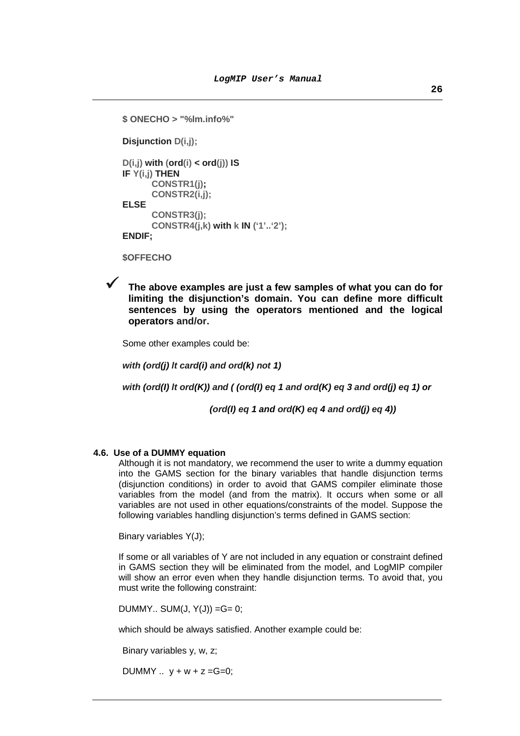```
$ ONECHO > "%lm.info%"

Disjunction D(i,j);

D(i,j) with (ord(i) < ord(j)) IS
IF Y(i,j) THEN
        CONSTR1(j);
        CONSTR2(i,j);
ELSE
        CONSTR3(j);
        CONSTR4(j,k) with k IN ('1'..'2');
ENDIF;

$OFFECHO
```

✓ **The above examples are just a few samples of what you can do for limiting the disjunction's domain. You can define more difficult sentences by using the operators mentioned and the logical operators and/or.**

Some other examples could be:

***with (ord(j) lt card(i) and ord(k) not 1)***

***with (ord(I) lt ord(K)) and ( (ord(I) eq 1 and ord(K) eq 3 and ord(j) eq 1) or***

***(ord(I) eq 1 and ord(K) eq 4 and ord(j) eq 4))***

## 4.6. Use of a DUMMY equation

Although it is not mandatory, we recommend the user to write a dummy equation into the GAMS section for the binary variables that handle disjunction terms (disjunction conditions) in order to avoid that GAMS compiler eliminate those variables from the model (and from the matrix). It occurs when some or all variables are not used in other equations/constraints of the model. Suppose the following variables handling disjunction's terms defined in GAMS section:

```
Binary variables Y(J);
```

If some or all variables of Y are not included in any equation or constraint defined in GAMS section they will be eliminated from the model, and LogMIP compiler will show an error even when they handle disjunction terms. To avoid that, you must write the following constraint:

```
DUMMY.. SUM(J, Y(J)) =G= 0;
```

which should be always satisfied. Another example could be:

```
Binary variables y, w, z;

DUMMY ..  y + w + z =G=0;
```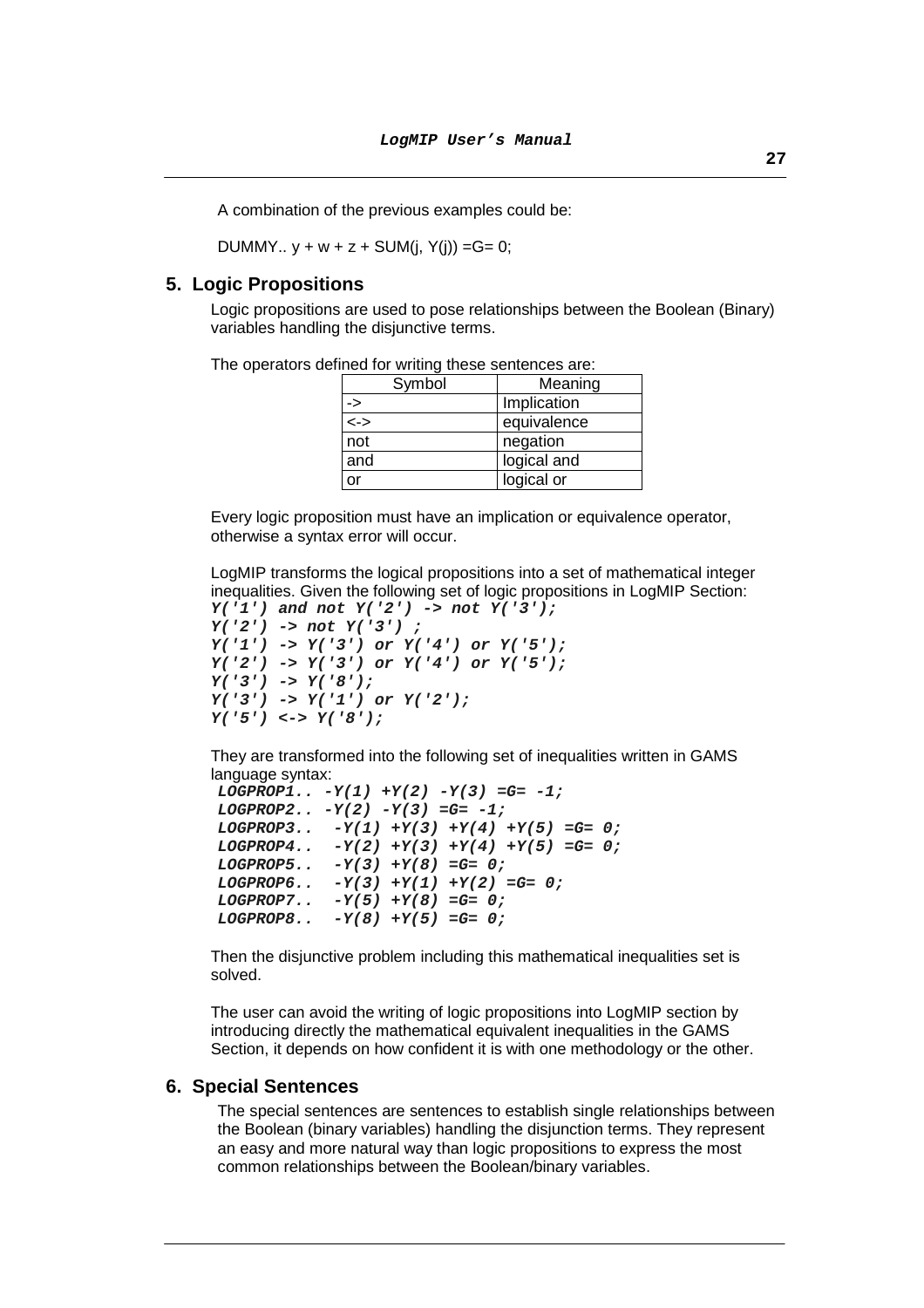A combination of the previous examples could be:

DUMMY.. y + w + z + SUM(j, Y(j)) =G= 0;

## 5. Logic Propositions

Logic propositions are used to pose relationships between the Boolean (Binary) variables handling the disjunctive terms.

The operators defined for writing these sentences are:

| Symbol | Meaning |
|---|---|
| -> | Implication |
| <-> | equivalence |
| not | negation |
| and | logical and |
| or | logical or |

Every logic proposition must have an implication or equivalence operator, otherwise a syntax error will occur.

LogMIP transforms the logical propositions into a set of mathematical integer inequalities. Given the following set of logic propositions in LogMIP Section:

```
Y('1') and not Y('2') -> not Y('3');
Y('2') -> not Y('3') ;
Y('1') -> Y('3') or Y('4') or Y('5');
Y('2') -> Y('3') or Y('4') or Y('5');
Y('3') -> Y('8');
Y('3') -> Y('1') or Y('2');
Y('5') <-> Y('8');
```

They are transformed into the following set of inequalities written in GAMS language syntax:

```
LOGPROP1.. -Y(1) +Y(2) -Y(3) =G= -1;
LOGPROP2.. -Y(2) -Y(3) =G= -1;
LOGPROP3..  -Y(1) +Y(3) +Y(4) +Y(5) =G= 0;
LOGPROP4..  -Y(2) +Y(3) +Y(4) +Y(5) =G= 0;
LOGPROP5..  -Y(3) +Y(8) =G= 0;
LOGPROP6..  -Y(3) +Y(1) +Y(2) =G= 0;
LOGPROP7..  -Y(5) +Y(8) =G= 0;
LOGPROP8..  -Y(8) +Y(5) =G= 0;
```

Then the disjunctive problem including this mathematical inequalities set is solved.

The user can avoid the writing of logic propositions into LogMIP section by introducing directly the mathematical equivalent inequalities in the GAMS Section, it depends on how confident it is with one methodology or the other.

## 6. Special Sentences

The special sentences are sentences to establish single relationships between the Boolean (binary variables) handling the disjunction terms. They represent an easy and more natural way than logic propositions to express the most common relationships between the Boolean/binary variables.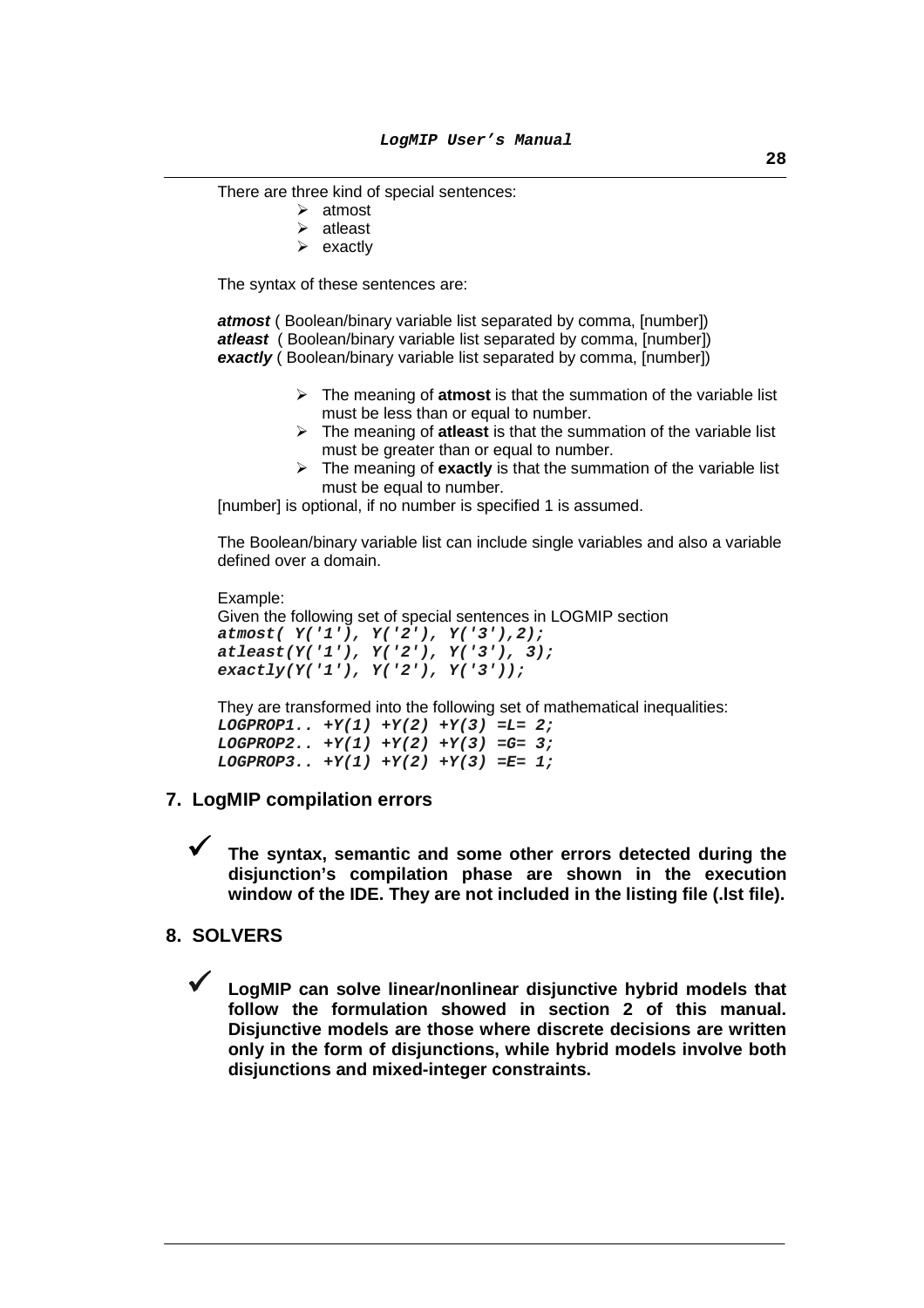There are three kind of special sentences:

- atmost
- atleast
- exactly

The syntax of these sentences are:

***atmost*** ( Boolean/binary variable list separated by comma, [number])
***atleast*** ( Boolean/binary variable list separated by comma, [number])
***exactly*** ( Boolean/binary variable list separated by comma, [number])

- The meaning of **atmost** is that the summation of the variable list must be less than or equal to number.
- The meaning of **atleast** is that the summation of the variable list must be greater than or equal to number.
- The meaning of **exactly** is that the summation of the variable list must be equal to number.

[number] is optional, if no number is specified 1 is assumed.

The Boolean/binary variable list can include single variables and also a variable defined over a domain.

Example:
Given the following set of special sentences in LOGMIP section

```
atmost( Y('1'), Y('2'), Y('3'),2);
atleast(Y('1'), Y('2'), Y('3'), 3);
exactly(Y('1'), Y('2'), Y('3'));
```

They are transformed into the following set of mathematical inequalities:

```
LOGPROP1.. +Y(1) +Y(2) +Y(3) =L= 2;
LOGPROP2.. +Y(1) +Y(2) +Y(3) =G= 3;
LOGPROP3.. +Y(1) +Y(2) +Y(3) =E= 1;
```

## 7. LogMIP compilation errors

✓ **The syntax, semantic and some other errors detected during the disjunction's compilation phase are shown in the execution window of the IDE. They are not included in the listing file (.lst file).**

## 8. SOLVERS

✓ **LogMIP can solve linear/nonlinear disjunctive hybrid models that follow the formulation showed in section 2 of this manual. Disjunctive models are those where discrete decisions are written only in the form of disjunctions, while hybrid models involve both disjunctions and mixed-integer constraints.**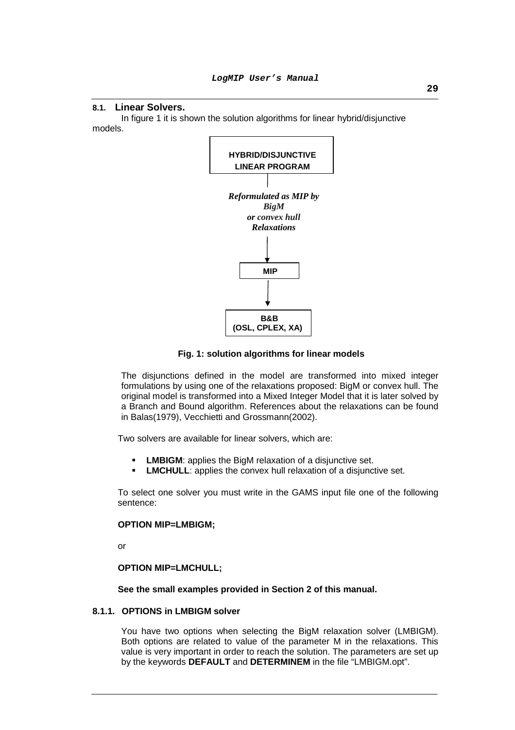## 8.1. Linear Solvers.

In figure 1 it is shown the solution algorithms for linear hybrid/disjunctive models.

HYBRID/DISJUNCTIVE LINEAR PROGRAM

*Reformulated as MIP by BigM or convex hull Relaxations*

MIP

B&B (OSL, CPLEX, XA)

**Fig. 1: solution algorithms for linear models**

The disjunctions defined in the model are transformed into mixed integer formulations by using one of the relaxations proposed: BigM or convex hull. The original model is transformed into a Mixed Integer Model that it is later solved by a Branch and Bound algorithm. References about the relaxations can be found in Balas(1979), Vecchietti and Grossmann(2002).

Two solvers are available for linear solvers, which are:

- **LMBIGM**: applies the BigM relaxation of a disjunctive set.
- **LMCHULL**: applies the convex hull relaxation of a disjunctive set.

To select one solver you must write in the GAMS input file one of the following sentence:

**OPTION MIP=LMBIGM;**

or

**OPTION MIP=LMCHULL;**

**See the small examples provided in Section 2 of this manual.**

### 8.1.1. OPTIONS in LMBIGM solver

You have two options when selecting the BigM relaxation solver (LMBIGM). Both options are related to value of the parameter M in the relaxations. This value is very important in order to reach the solution. The parameters are set up by the keywords **DEFAULT** and **DETERMINEM** in the file "LMBIGM.opt".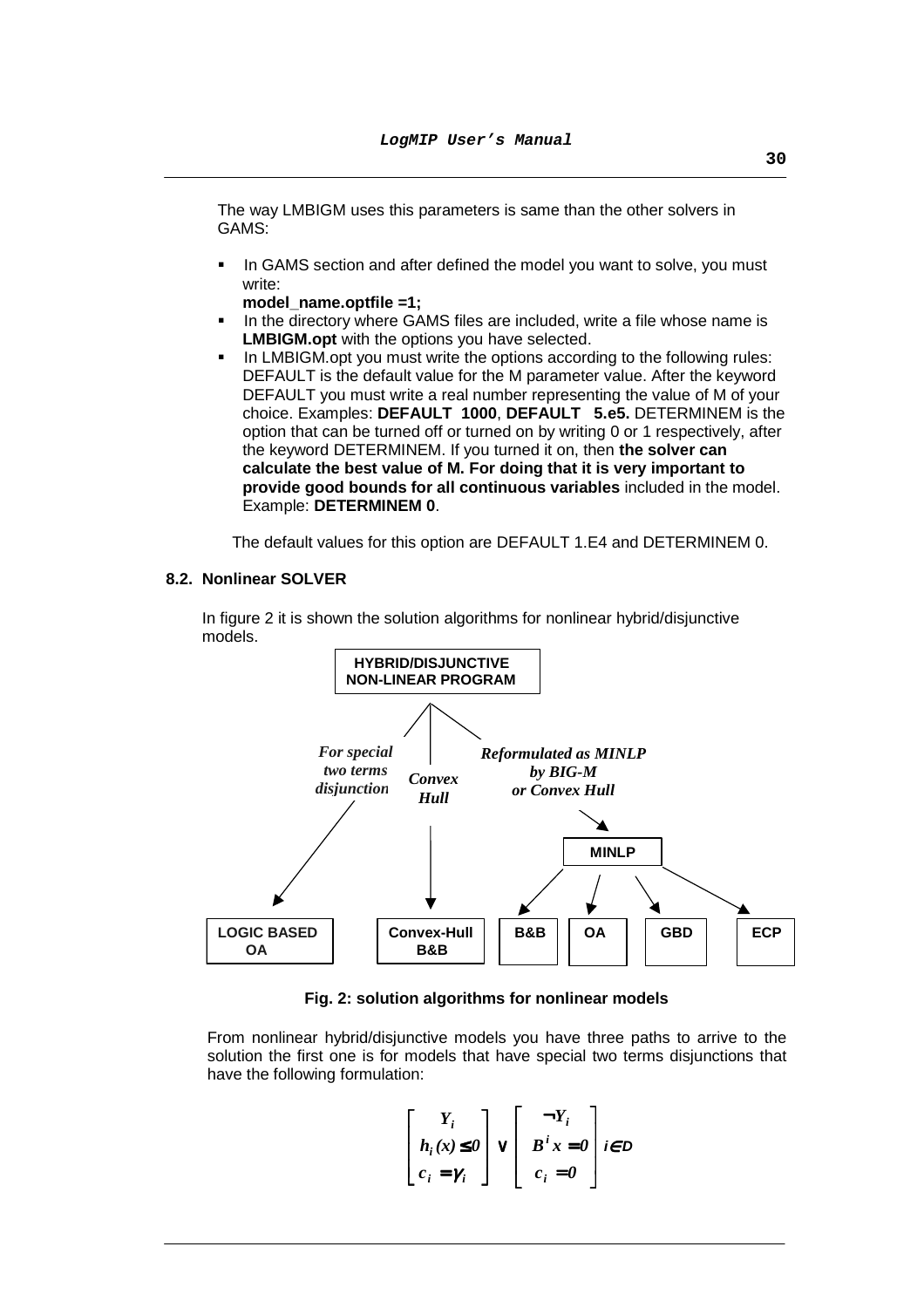The way LMBIGM uses this parameters is same than the other solvers in GAMS:

- In GAMS section and after defined the model you want to solve, you must write:
  **model_name.optfile =1;**
- In the directory where GAMS files are included, write a file whose name is **LMBIGM.opt** with the options you have selected.
- In LMBIGM.opt you must write the options according to the following rules: DEFAULT is the default value for the M parameter value. After the keyword DEFAULT you must write a real number representing the value of M of your choice. Examples: **DEFAULT 1000**, **DEFAULT 5.e5.** DETERMINEM is the option that can be turned off or turned on by writing 0 or 1 respectively, after the keyword DETERMINEM. If you turned it on, then **the solver can calculate the best value of M. For doing that it is very important to provide good bounds for all continuous variables** included in the model. Example: **DETERMINEM 0**.

The default values for this option are DEFAULT 1.E4 and DETERMINEM 0.

### 8.2. Nonlinear SOLVER

In figure 2 it is shown the solution algorithms for nonlinear hybrid/disjunctive models.

HYBRID/DISJUNCTIVE NON-LINEAR PROGRAM

*For special two terms disjunction*

*Convex Hull*

*Reformulated as MINLP by BIG-M or Convex Hull*

MINLP

LOGIC BASED OA

Convex-Hull B&B

B&B

OA

GBD

ECP

**Fig. 2: solution algorithms for nonlinear models**

From nonlinear hybrid/disjunctive models you have three paths to arrive to the solution the first one is for models that have special two terms disjunctions that have the following formulation:

$$\begin{bmatrix} Y_i \\ h_i(x) \leq 0 \\ c_i = \gamma_i \end{bmatrix} \vee \begin{bmatrix} \neg Y_i \\ B^i x = 0 \\ c_i = 0 \end{bmatrix} \quad i \in D$$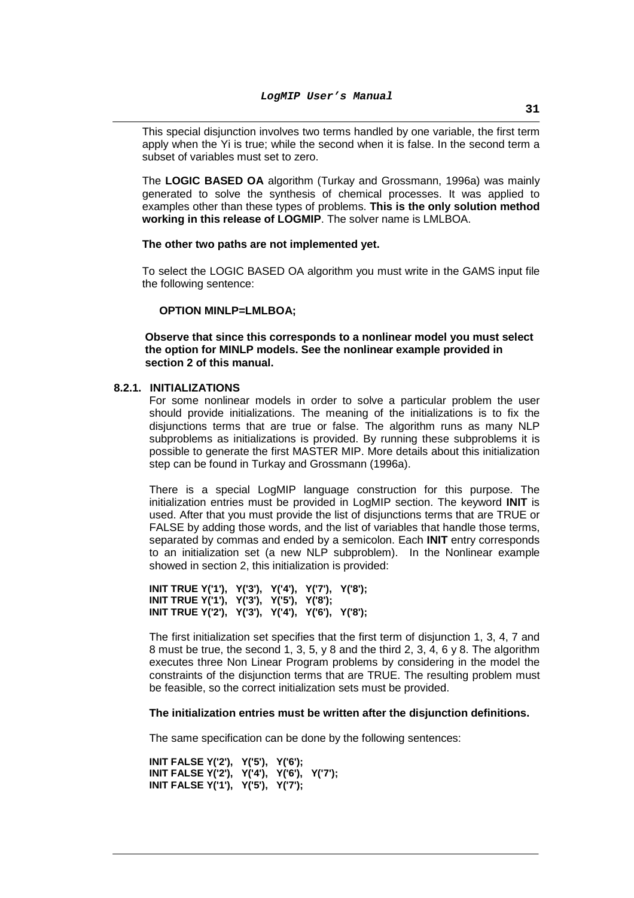This special disjunction involves two terms handled by one variable, the first term apply when the Yi is true; while the second when it is false. In the second term a subset of variables must set to zero.

The **LOGIC BASED OA** algorithm (Turkay and Grossmann, 1996a) was mainly generated to solve the synthesis of chemical processes. It was applied to examples other than these types of problems. **This is the only solution method working in this release of LOGMIP**. The solver name is LMLBOA.

**The other two paths are not implemented yet.**

To select the LOGIC BASED OA algorithm you must write in the GAMS input file the following sentence:

```
OPTION MINLP=LMLBOA;
```

**Observe that since this corresponds to a nonlinear model you must select the option for MINLP models. See the nonlinear example provided in section 2 of this manual.**

### 8.2.1. INITIALIZATIONS

For some nonlinear models in order to solve a particular problem the user should provide initializations. The meaning of the initializations is to fix the disjunctions terms that are true or false. The algorithm runs as many NLP subproblems as initializations is provided. By running these subproblems it is possible to generate the first MASTER MIP. More details about this initialization step can be found in Turkay and Grossmann (1996a).

There is a special LogMIP language construction for this purpose. The initialization entries must be provided in LogMIP section. The keyword **INIT** is used. After that you must provide the list of disjunctions terms that are TRUE or FALSE by adding those words, and the list of variables that handle those terms, separated by commas and ended by a semicolon. Each **INIT** entry corresponds to an initialization set (a new NLP subproblem). In the Nonlinear example showed in section 2, this initialization is provided:

```
INIT TRUE Y('1'),  Y('3'),  Y('4'),  Y('7'),  Y('8');
INIT TRUE Y('1'),  Y('3'),  Y('5'),  Y('8');
INIT TRUE Y('2'),  Y('3'),  Y('4'),  Y('6'),  Y('8');
```

The first initialization set specifies that the first term of disjunction 1, 3, 4, 7 and 8 must be true, the second 1, 3, 5, y 8 and the third 2, 3, 4, 6 y 8. The algorithm executes three Non Linear Program problems by considering in the model the constraints of the disjunction terms that are TRUE. The resulting problem must be feasible, so the correct initialization sets must be provided.

**The initialization entries must be written after the disjunction definitions.**

The same specification can be done by the following sentences:

```
INIT FALSE Y('2'),  Y('5'),  Y('6');
INIT FALSE Y('2'),  Y('4'),  Y('6'),  Y('7');
INIT FALSE Y('1'),  Y('5'),  Y('7');
```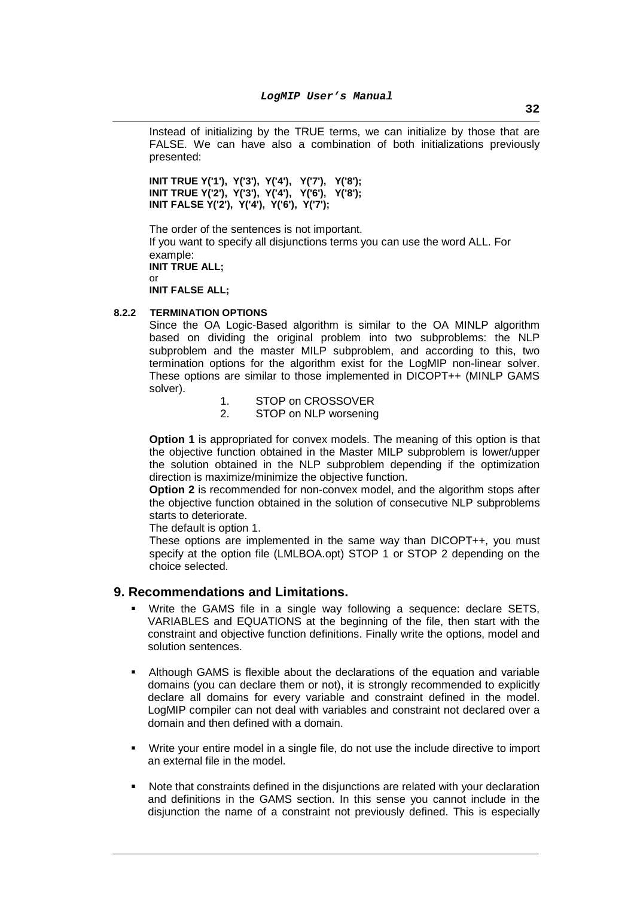Instead of initializing by the TRUE terms, we can initialize by those that are FALSE. We can have also a combination of both initializations previously presented:

```
INIT TRUE Y('1'),  Y('3'),  Y('4'),   Y('7'),   Y('8');
INIT TRUE Y('2'),  Y('3'),  Y('4'),   Y('6'),   Y('8');
INIT FALSE Y('2'),  Y('4'),  Y('6'),  Y('7');
```

The order of the sentences is not important.
If you want to specify all disjunctions terms you can use the word ALL. For example:
**INIT TRUE ALL;**
or
**INIT FALSE ALL;**

### 8.2.2 TERMINATION OPTIONS

Since the OA Logic-Based algorithm is similar to the OA MINLP algorithm based on dividing the original problem into two subproblems: the NLP subproblem and the master MILP subproblem, and according to this, two termination options for the algorithm exist for the LogMIP non-linear solver. These options are similar to those implemented in DICOPT++ (MINLP GAMS solver).

1. STOP on CROSSOVER
2. STOP on NLP worsening

**Option 1** is appropriated for convex models. The meaning of this option is that the objective function obtained in the Master MILP subproblem is lower/upper the solution obtained in the NLP subproblem depending if the optimization direction is maximize/minimize the objective function.
**Option 2** is recommended for non-convex model, and the algorithm stops after the objective function obtained in the solution of consecutive NLP subproblems starts to deteriorate.
The default is option 1.
These options are implemented in the same way than DICOPT++, you must specify at the option file (LMLBOA.opt) STOP 1 or STOP 2 depending on the choice selected.

## 9. Recommendations and Limitations.

- Write the GAMS file in a single way following a sequence: declare SETS, VARIABLES and EQUATIONS at the beginning of the file, then start with the constraint and objective function definitions. Finally write the options, model and solution sentences.

- Although GAMS is flexible about the declarations of the equation and variable domains (you can declare them or not), it is strongly recommended to explicitly declare all domains for every variable and constraint defined in the model. LogMIP compiler can not deal with variables and constraint not declared over a domain and then defined with a domain.

- Write your entire model in a single file, do not use the include directive to import an external file in the model.

- Note that constraints defined in the disjunctions are related with your declaration and definitions in the GAMS section. In this sense you cannot include in the disjunction the name of a constraint not previously defined. This is especially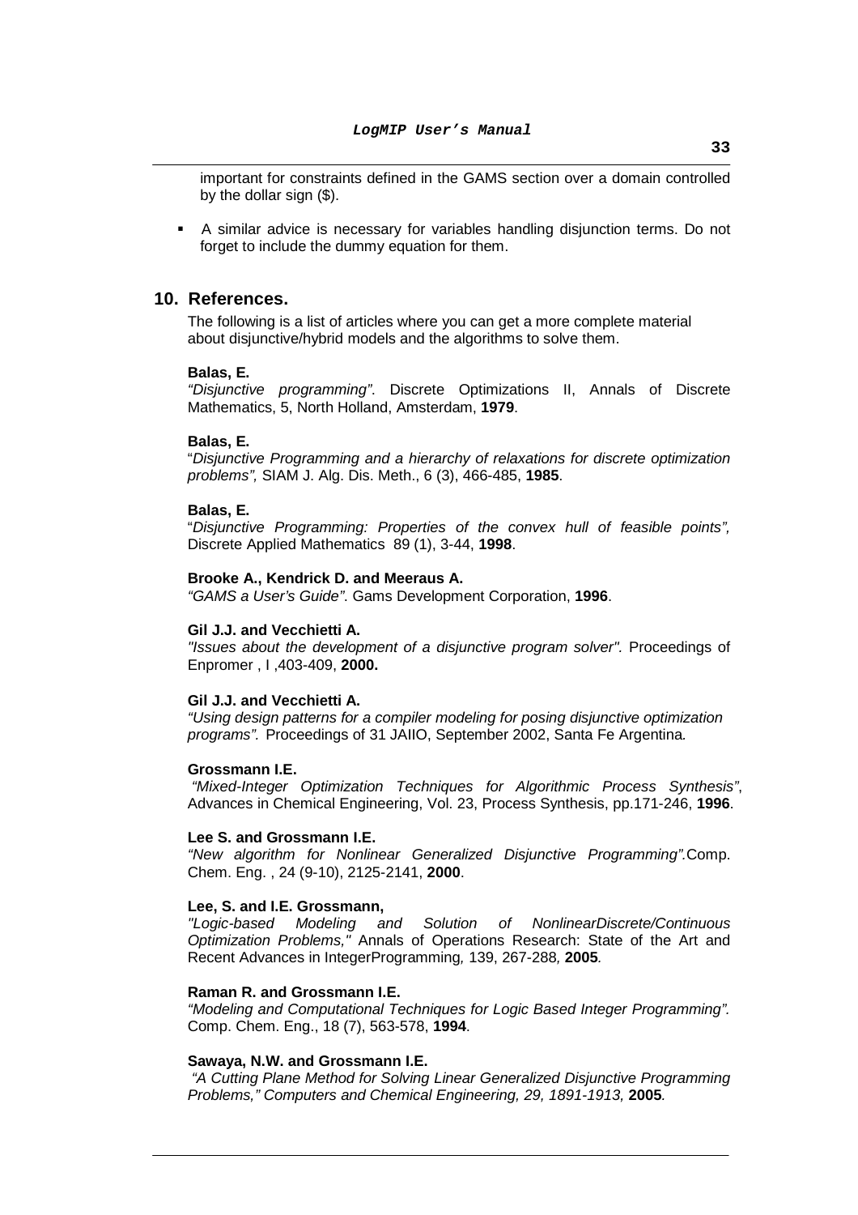important for constraints defined in the GAMS section over a domain controlled by the dollar sign ($).

- A similar advice is necessary for variables handling disjunction terms. Do not forget to include the dummy equation for them.

## 10. References.

The following is a list of articles where you can get a more complete material about disjunctive/hybrid models and the algorithms to solve them.

**Balas, E.**
*"Disjunctive programming"*. Discrete Optimizations II, Annals of Discrete Mathematics, 5, North Holland, Amsterdam, **1979**.

**Balas, E.**
"*Disjunctive Programming and a hierarchy of relaxations for discrete optimization problems",* SIAM J. Alg. Dis. Meth., 6 (3), 466-485, **1985**.

**Balas, E.**
"*Disjunctive Programming: Properties of the convex hull of feasible points",* Discrete Applied Mathematics 89 (1), 3-44, **1998**.

**Brooke A., Kendrick D. and Meeraus A.**
*"GAMS a User's Guide"*. Gams Development Corporation, **1996**.

**Gil J.J. and Vecchietti A.**
*"Issues about the development of a disjunctive program solver".* Proceedings of Enpromer , I ,403-409, **2000.**

**Gil J.J. and Vecchietti A.**
*"Using design patterns for a compiler modeling for posing disjunctive optimization programs".* Proceedings of 31 JAIIO, September 2002, Santa Fe Argentina*.*

**Grossmann I.E.**
*"Mixed-Integer Optimization Techniques for Algorithmic Process Synthesis"*, Advances in Chemical Engineering, Vol. 23, Process Synthesis, pp.171-246, **1996**.

**Lee S. and Grossmann I.E.**
*"New algorithm for Nonlinear Generalized Disjunctive Programming".*Comp. Chem. Eng. , 24 (9-10), 2125-2141, **2000**.

**Lee, S. and I.E. Grossmann,**
*"Logic-based Modeling and Solution of NonlinearDiscrete/Continuous Optimization Problems,"* Annals of Operations Research: State of the Art and Recent Advances in IntegerProgramming*,* 139, 267-288*,* **2005***.*

**Raman R. and Grossmann I.E.**
*"Modeling and Computational Techniques for Logic Based Integer Programming".* Comp. Chem. Eng., 18 (7), 563-578, **1994**.

**Sawaya, N.W. and Grossmann I.E.**
*"A Cutting Plane Method for Solving Linear Generalized Disjunctive Programming Problems," Computers and Chemical Engineering, 29, 1891-1913,* **2005***.*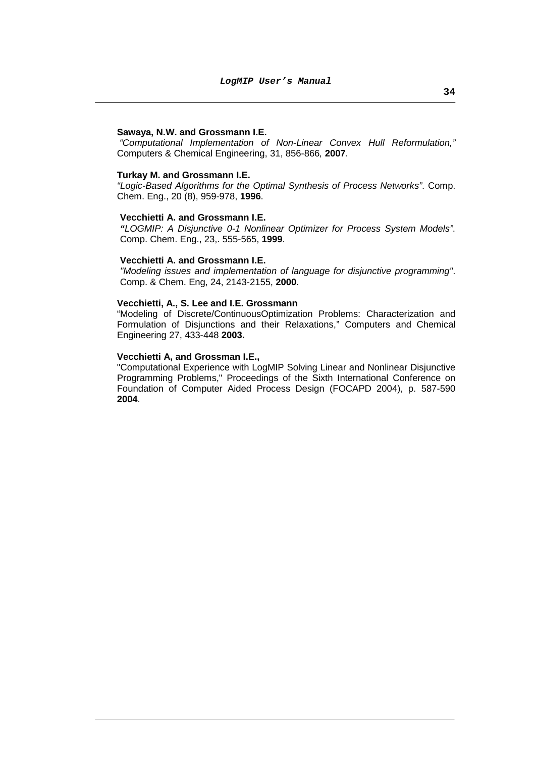**Sawaya, N.W. and Grossmann I.E.**
*"Computational Implementation of Non-Linear Convex Hull Reformulation,"* Computers & Chemical Engineering, 31, 856-866*,* **2007**.

**Turkay M. and Grossmann I.E.**
*"Logic-Based Algorithms for the Optimal Synthesis of Process Networks"*. Comp. Chem. Eng., 20 (8), 959-978, **1996**.

**Vecchietti A. and Grossmann I.E.**
**"***LOGMIP: A Disjunctive 0-1 Nonlinear Optimizer for Process System Models"*. Comp. Chem. Eng., 23,. 555-565, **1999**.

**Vecchietti A. and Grossmann I.E.**
*"Modeling issues and implementation of language for disjunctive programming"*. Comp. & Chem. Eng, 24, 2143-2155, **2000**.

**Vecchietti, A., S. Lee and I.E. Grossmann**
"Modeling of Discrete/ContinuousOptimization Problems: Characterization and Formulation of Disjunctions and their Relaxations," Computers and Chemical Engineering 27, 433-448 **2003.**

**Vecchietti A, and Grossman I.E.,**
"Computational Experience with LogMIP Solving Linear and Nonlinear Disjunctive Programming Problems," Proceedings of the Sixth International Conference on Foundation of Computer Aided Process Design (FOCAPD 2004), p. 587-590 **2004**.